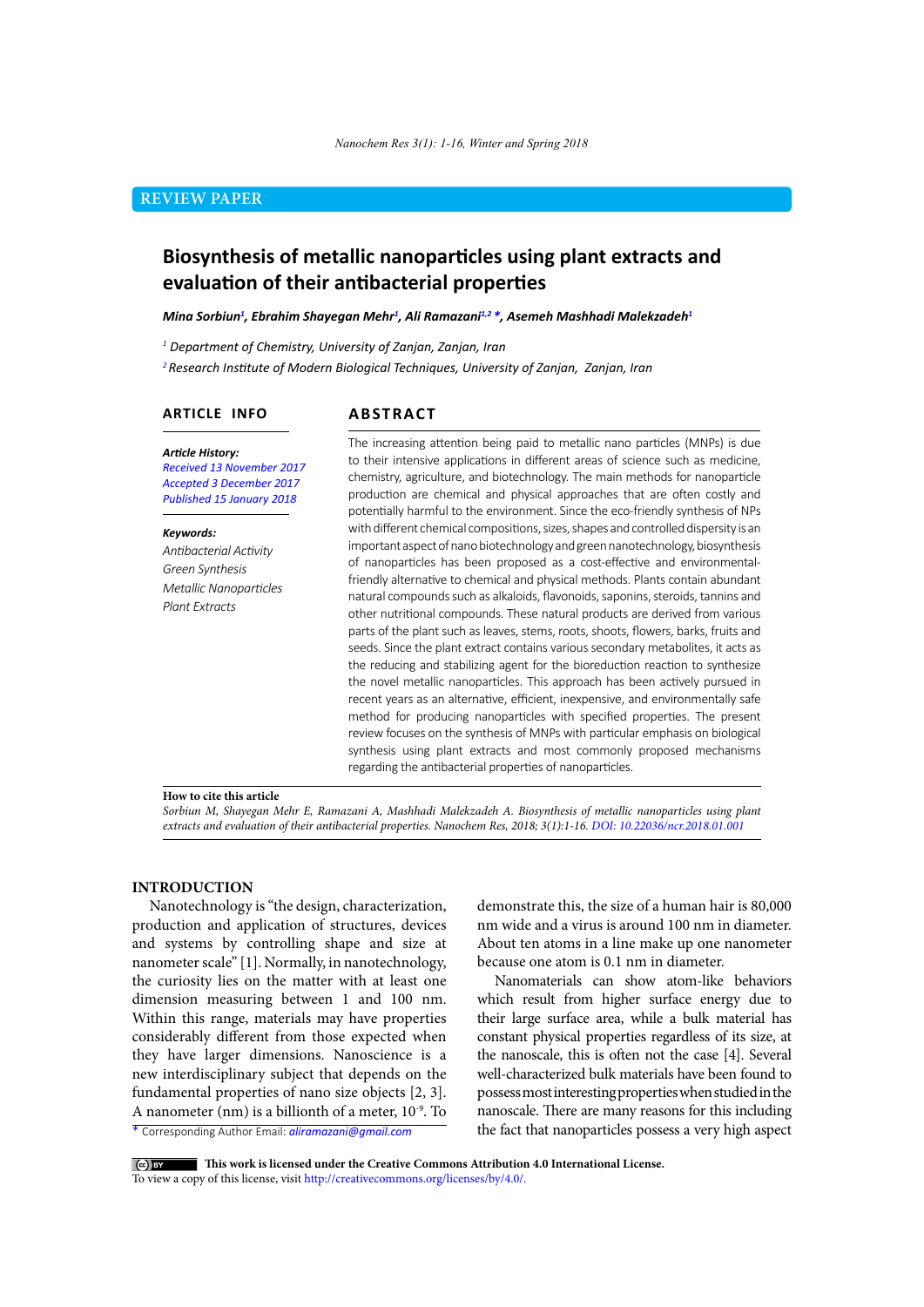REVIEW PAPER

# Biosynthesis of metallic nanoparticles using plant extracts and evaluation of their antibacterial properties

*Mina Sorbiun[1], Ebrahim Shayegan Mehr[1], Ali Ramazani[1,2] \*, Asemeh Mashhadi Malekzadeh[1]*

[1] Department of Chemistry, University of Zanjan, Zanjan, Iran

[2] Research Institute of Modern Biological Techniques, University of Zanjan, Zanjan, Iran

## ARTICLE INFO

**Article History:**
Received 13 November 2017
Accepted 3 December 2017
Published 15 January 2018

**Keywords:**
Antibacterial Activity
Green Synthesis
Metallic Nanoparticles
Plant Extracts

## ABSTRACT

The increasing attention being paid to metallic nano particles (MNPs) is due to their intensive applications in different areas of science such as medicine, chemistry, agriculture, and biotechnology. The main methods for nanoparticle production are chemical and physical approaches that are often costly and potentially harmful to the environment. Since the eco-friendly synthesis of NPs with different chemical compositions, sizes, shapes and controlled dispersity is an important aspect of nano biotechnology and green nanotechnology, biosynthesis of nanoparticles has been proposed as a cost-effective and environmental-friendly alternative to chemical and physical methods. Plants contain abundant natural compounds such as alkaloids, flavonoids, saponins, steroids, tannins and other nutritional compounds. These natural products are derived from various parts of the plant such as leaves, stems, roots, shoots, flowers, barks, fruits and seeds. Since the plant extract contains various secondary metabolites, it acts as the reducing and stabilizing agent for the bioreduction reaction to synthesize the novel metallic nanoparticles. This approach has been actively pursued in recent years as an alternative, efficient, inexpensive, and environmentally safe method for producing nanoparticles with specified properties. The present review focuses on the synthesis of MNPs with particular emphasis on biological synthesis using plant extracts and most commonly proposed mechanisms regarding the antibacterial properties of nanoparticles.

**How to cite this article**
*Sorbiun M, Shayegan Mehr E, Ramazani A, Mashhadi Malekzadeh A. Biosynthesis of metallic nanoparticles using plant extracts and evaluation of their antibacterial properties. Nanochem Res, 2018; 3(1):1-16.* DOI: 10.22036/ncr.2018.01.001

## INTRODUCTION

Nanotechnology is "the design, characterization, production and application of structures, devices and systems by controlling shape and size at nanometer scale" [1]. Normally, in nanotechnology, the curiosity lies on the matter with at least one dimension measuring between 1 and 100 nm. Within this range, materials may have properties considerably different from those expected when they have larger dimensions. Nanoscience is a new interdisciplinary subject that depends on the fundamental properties of nano size objects [2, 3]. A nanometer (nm) is a billionth of a meter, $10^{-9}$. To demonstrate this, the size of a human hair is 80,000 nm wide and a virus is around 100 nm in diameter. About ten atoms in a line make up one nanometer because one atom is 0.1 nm in diameter.

Nanomaterials can show atom-like behaviors which result from higher surface energy due to their large surface area, while a bulk material has constant physical properties regardless of its size, at the nanoscale, this is often not the case [4]. Several well-characterized bulk materials have been found to possess most interesting properties when studied in the nanoscale. There are many reasons for this including the fact that nanoparticles possess a very high aspect

\* Corresponding Author Email: aliramazani@gmail.com

This work is licensed under the Creative Commons Attribution 4.0 International License.
To view a copy of this license, visit http://creativecommons.org/licenses/by/4.0/.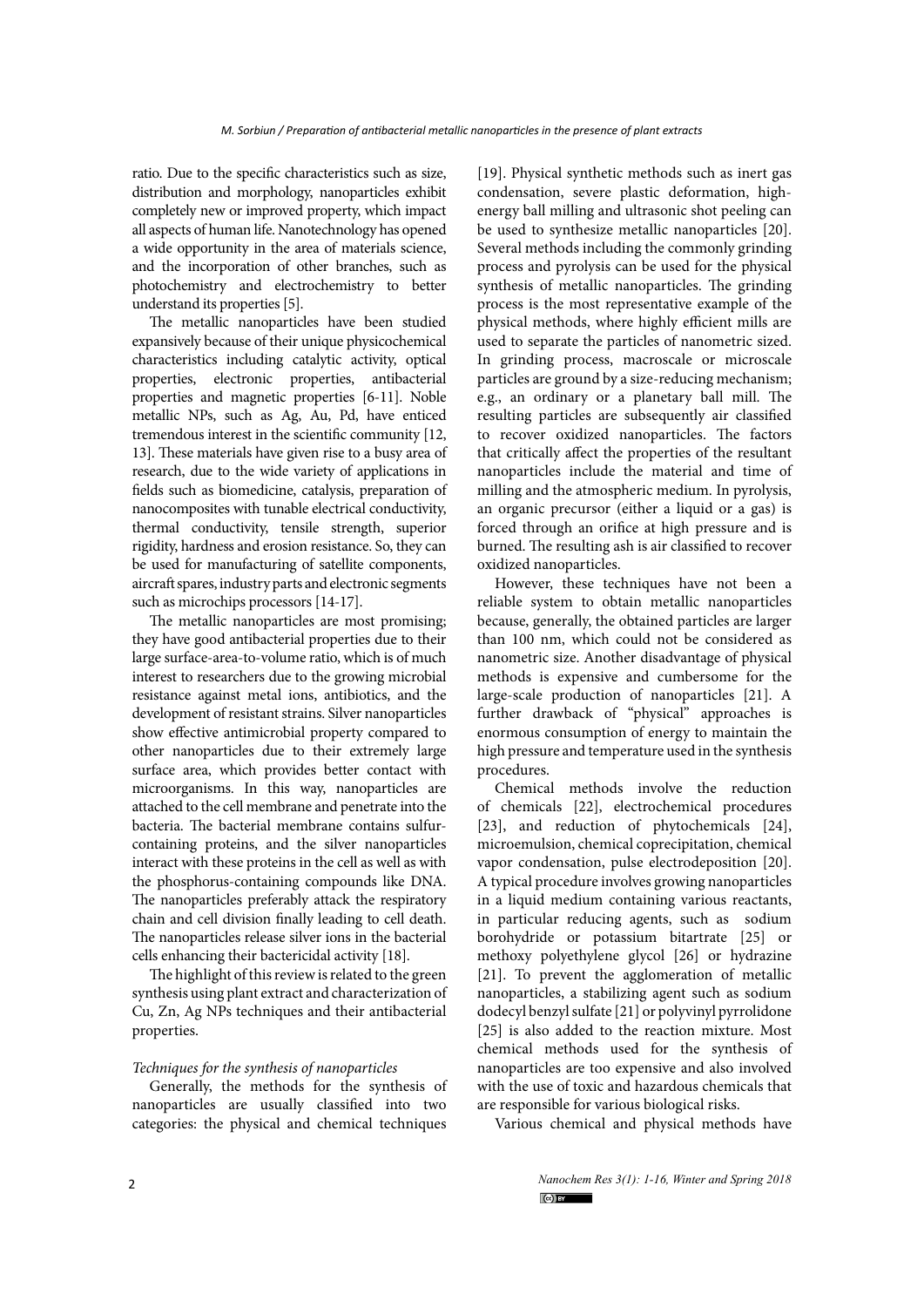ratio. Due to the specific characteristics such as size, distribution and morphology, nanoparticles exhibit completely new or improved property, which impact all aspects of human life. Nanotechnology has opened a wide opportunity in the area of materials science, and the incorporation of other branches, such as photochemistry and electrochemistry to better understand its properties [5].

The metallic nanoparticles have been studied expansively because of their unique physicochemical characteristics including catalytic activity, optical properties, electronic properties, antibacterial properties and magnetic properties [6-11]. Noble metallic NPs, such as Ag, Au, Pd, have enticed tremendous interest in the scientific community [12, 13]. These materials have given rise to a busy area of research, due to the wide variety of applications in fields such as biomedicine, catalysis, preparation of nanocomposites with tunable electrical conductivity, thermal conductivity, tensile strength, superior rigidity, hardness and erosion resistance. So, they can be used for manufacturing of satellite components, aircraft spares, industry parts and electronic segments such as microchips processors [14-17].

The metallic nanoparticles are most promising; they have good antibacterial properties due to their large surface-area-to-volume ratio, which is of much interest to researchers due to the growing microbial resistance against metal ions, antibiotics, and the development of resistant strains. Silver nanoparticles show effective antimicrobial property compared to other nanoparticles due to their extremely large surface area, which provides better contact with microorganisms. In this way, nanoparticles are attached to the cell membrane and penetrate into the bacteria. The bacterial membrane contains sulfur-containing proteins, and the silver nanoparticles interact with these proteins in the cell as well as with the phosphorus-containing compounds like DNA. The nanoparticles preferably attack the respiratory chain and cell division finally leading to cell death. The nanoparticles release silver ions in the bacterial cells enhancing their bactericidal activity [18].

The highlight of this review is related to the green synthesis using plant extract and characterization of Cu, Zn, Ag NPs techniques and their antibacterial properties.

*Techniques for the synthesis of nanoparticles*

Generally, the methods for the synthesis of nanoparticles are usually classified into two categories: the physical and chemical techniques [19]. Physical synthetic methods such as inert gas condensation, severe plastic deformation, high-energy ball milling and ultrasonic shot peeling can be used to synthesize metallic nanoparticles [20]. Several methods including the commonly grinding process and pyrolysis can be used for the physical synthesis of metallic nanoparticles. The grinding process is the most representative example of the physical methods, where highly efficient mills are used to separate the particles of nanometric sized. In grinding process, macroscale or microscale particles are ground by a size-reducing mechanism; e.g., an ordinary or a planetary ball mill. The resulting particles are subsequently air classified to recover oxidized nanoparticles. The factors that critically affect the properties of the resultant nanoparticles include the material and time of milling and the atmospheric medium. In pyrolysis, an organic precursor (either a liquid or a gas) is forced through an orifice at high pressure and is burned. The resulting ash is air classified to recover oxidized nanoparticles.

However, these techniques have not been a reliable system to obtain metallic nanoparticles because, generally, the obtained particles are larger than 100 nm, which could not be considered as nanometric size. Another disadvantage of physical methods is expensive and cumbersome for the large-scale production of nanoparticles [21]. A further drawback of "physical" approaches is enormous consumption of energy to maintain the high pressure and temperature used in the synthesis procedures.

Chemical methods involve the reduction of chemicals [22], electrochemical procedures [23], and reduction of phytochemicals [24], microemulsion, chemical coprecipitation, chemical vapor condensation, pulse electrodeposition [20]. A typical procedure involves growing nanoparticles in a liquid medium containing various reactants, in particular reducing agents, such as sodium borohydride or potassium bitartrate [25] or methoxy polyethylene glycol [26] or hydrazine [21]. To prevent the agglomeration of metallic nanoparticles, a stabilizing agent such as sodium dodecyl benzyl sulfate [21] or polyvinyl pyrrolidone [25] is also added to the reaction mixture. Most chemical methods used for the synthesis of nanoparticles are too expensive and also involved with the use of toxic and hazardous chemicals that are responsible for various biological risks.

Various chemical and physical methods have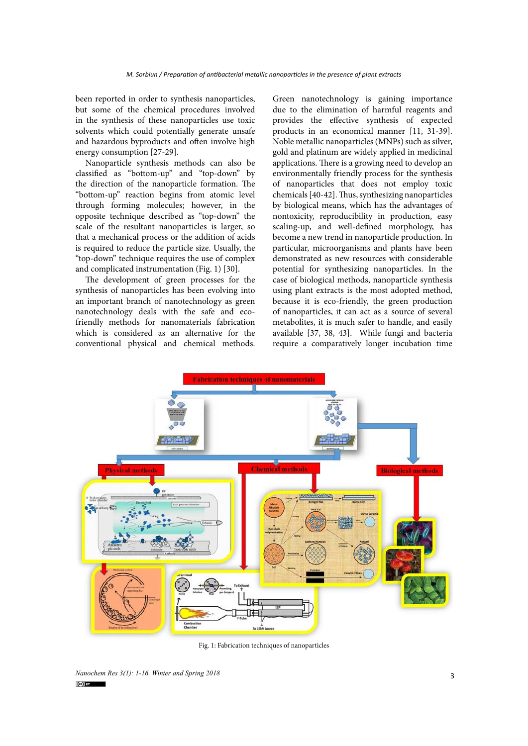been reported in order to synthesis nanoparticles, but some of the chemical procedures involved in the synthesis of these nanoparticles use toxic solvents which could potentially generate unsafe and hazardous byproducts and often involve high energy consumption [27-29].

Nanoparticle synthesis methods can also be classified as "bottom-up" and "top-down" by the direction of the nanoparticle formation. The "bottom-up" reaction begins from atomic level through forming molecules; however, in the opposite technique described as "top-down" the scale of the resultant nanoparticles is larger, so that a mechanical process or the addition of acids is required to reduce the particle size. Usually, the "top-down" technique requires the use of complex and complicated instrumentation (Fig. 1) [30].

The development of green processes for the synthesis of nanoparticles has been evolving into an important branch of nanotechnology as green nanotechnology deals with the safe and eco-friendly methods for nanomaterials fabrication which is considered as an alternative for the conventional physical and chemical methods. Green nanotechnology is gaining importance due to the elimination of harmful reagents and provides the effective synthesis of expected products in an economical manner [11, 31-39]. Noble metallic nanoparticles (MNPs) such as silver, gold and platinum are widely applied in medicinal applications. There is a growing need to develop an environmentally friendly process for the synthesis of nanoparticles that does not employ toxic chemicals [40-42]. Thus, synthesizing nanoparticles by biological means, which has the advantages of nontoxicity, reproducibility in production, easy scaling-up, and well-defined morphology, has become a new trend in nanoparticle production. In particular, microorganisms and plants have been demonstrated as new resources with considerable potential for synthesizing nanoparticles. In the case of biological methods, nanoparticle synthesis using plant extracts is the most adopted method, because it is eco-friendly, the green production of nanoparticles, it can act as a source of several metabolites, it is much safer to handle, and easily available [37, 38, 43]. While fungi and bacteria require a comparatively longer incubation time

Fig. 1: Fabrication techniques of nanoparticles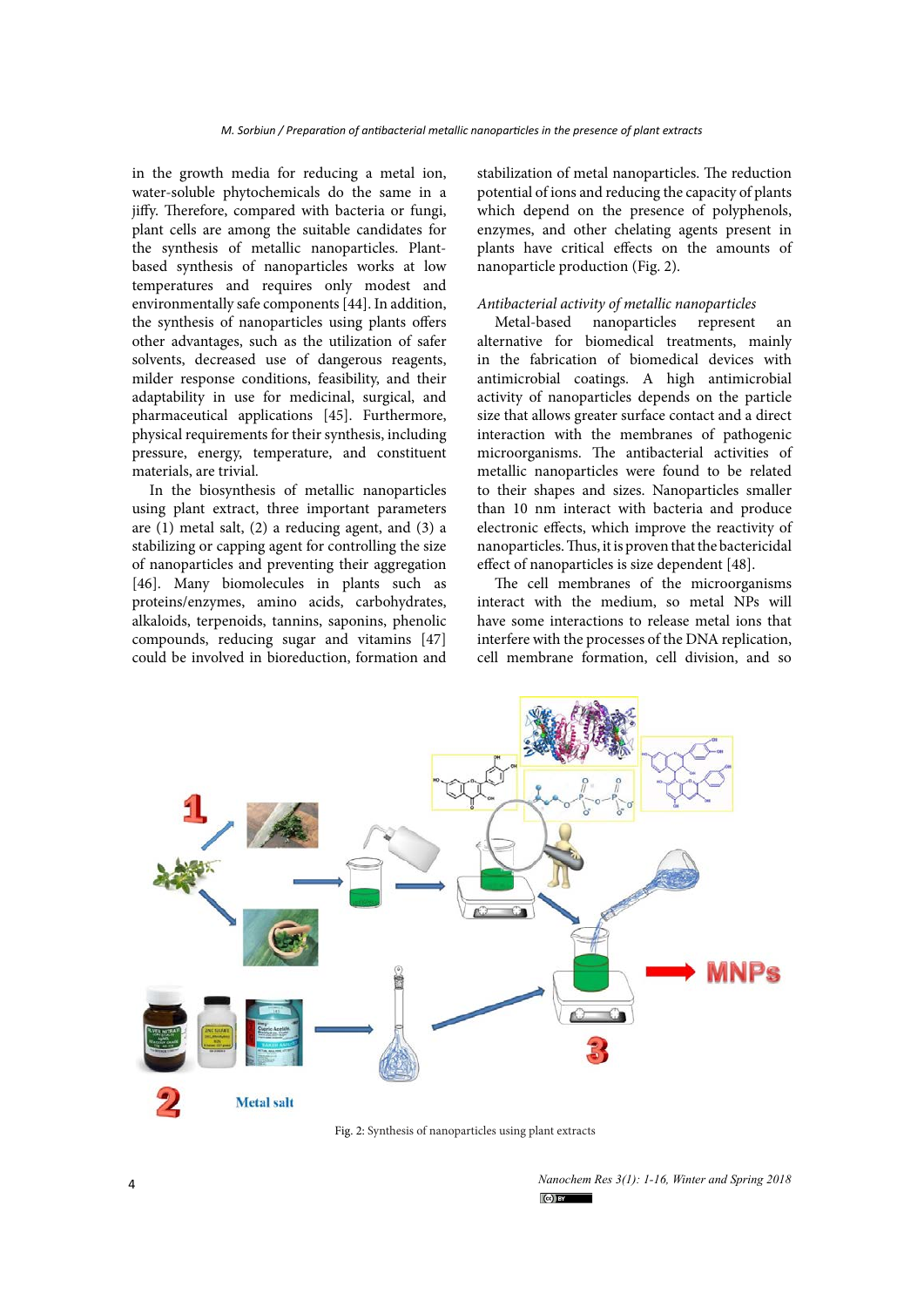in the growth media for reducing a metal ion, water-soluble phytochemicals do the same in a jiffy. Therefore, compared with bacteria or fungi, plant cells are among the suitable candidates for the synthesis of metallic nanoparticles. Plant-based synthesis of nanoparticles works at low temperatures and requires only modest and environmentally safe components [44]. In addition, the synthesis of nanoparticles using plants offers other advantages, such as the utilization of safer solvents, decreased use of dangerous reagents, milder response conditions, feasibility, and their adaptability in use for medicinal, surgical, and pharmaceutical applications [45]. Furthermore, physical requirements for their synthesis, including pressure, energy, temperature, and constituent materials, are trivial.

In the biosynthesis of metallic nanoparticles using plant extract, three important parameters are (1) metal salt, (2) a reducing agent, and (3) a stabilizing or capping agent for controlling the size of nanoparticles and preventing their aggregation [46]. Many biomolecules in plants such as proteins/enzymes, amino acids, carbohydrates, alkaloids, terpenoids, tannins, saponins, phenolic compounds, reducing sugar and vitamins [47] could be involved in bioreduction, formation and stabilization of metal nanoparticles. The reduction potential of ions and reducing the capacity of plants which depend on the presence of polyphenols, enzymes, and other chelating agents present in plants have critical effects on the amounts of nanoparticle production (Fig. 2).

*Antibacterial activity of metallic nanoparticles*

Metal-based nanoparticles represent an alternative for biomedical treatments, mainly in the fabrication of biomedical devices with antimicrobial coatings. A high antimicrobial activity of nanoparticles depends on the particle size that allows greater surface contact and a direct interaction with the membranes of pathogenic microorganisms. The antibacterial activities of metallic nanoparticles were found to be related to their shapes and sizes. Nanoparticles smaller than 10 nm interact with bacteria and produce electronic effects, which improve the reactivity of nanoparticles. Thus, it is proven that the bactericidal effect of nanoparticles is size dependent [48].

The cell membranes of the microorganisms interact with the medium, so metal NPs will have some interactions to release metal ions that interfere with the processes of the DNA replication, cell membrane formation, cell division, and so

Fig. 2: Synthesis of nanoparticles using plant extracts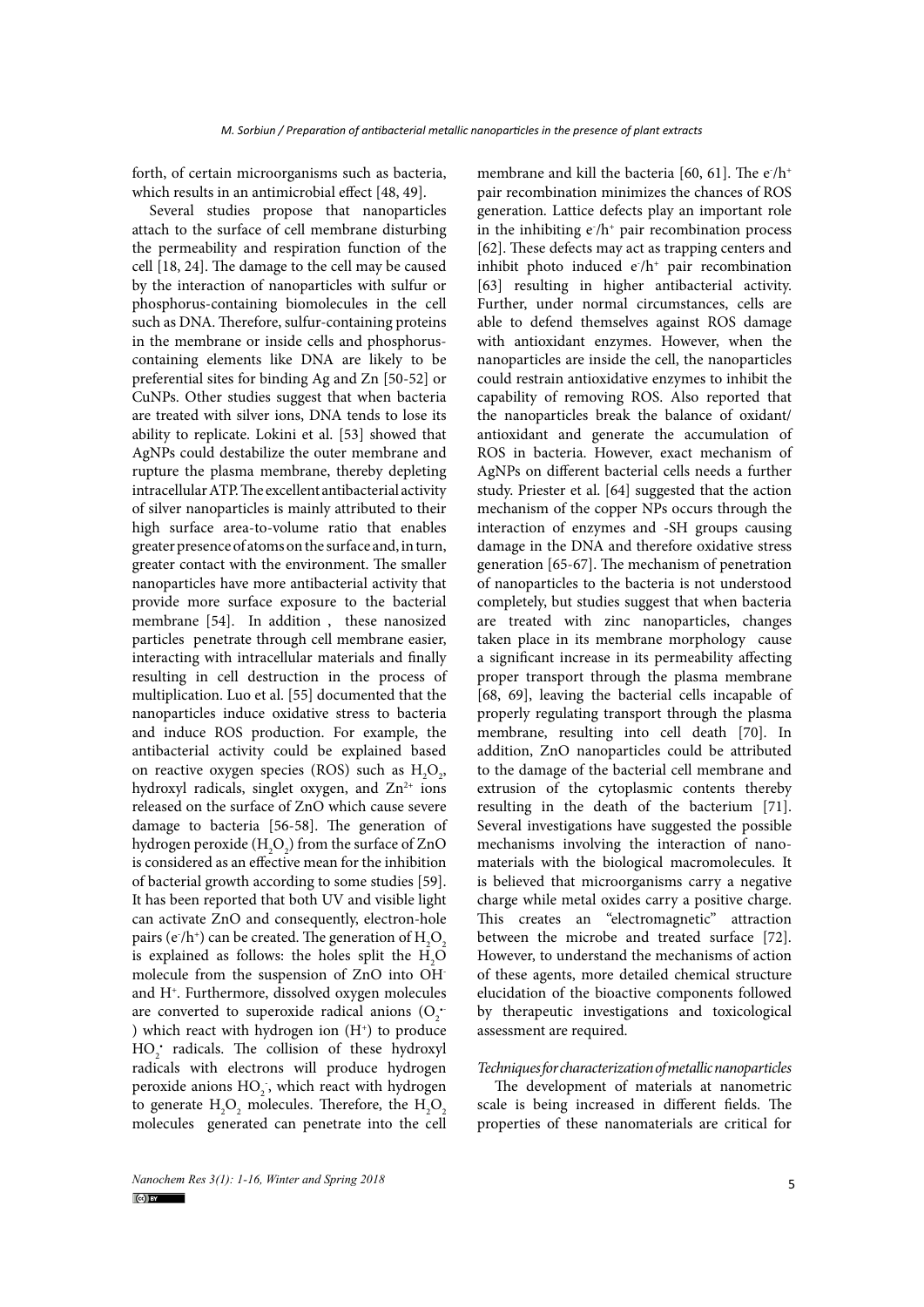forth, of certain microorganisms such as bacteria, which results in an antimicrobial effect [48, 49].

Several studies propose that nanoparticles attach to the surface of cell membrane disturbing the permeability and respiration function of the cell [18, 24]. The damage to the cell may be caused by the interaction of nanoparticles with sulfur or phosphorus-containing biomolecules in the cell such as DNA. Therefore, sulfur-containing proteins in the membrane or inside cells and phosphorus-containing elements like DNA are likely to be preferential sites for binding Ag and Zn [50-52] or CuNPs. Other studies suggest that when bacteria are treated with silver ions, DNA tends to lose its ability to replicate. Lokini et al. [53] showed that AgNPs could destabilize the outer membrane and rupture the plasma membrane, thereby depleting intracellular ATP. The excellent antibacterial activity of silver nanoparticles is mainly attributed to their high surface area-to-volume ratio that enables greater presence of atoms on the surface and, in turn, greater contact with the environment. The smaller nanoparticles have more antibacterial activity that provide more surface exposure to the bacterial membrane [54]. In addition , these nanosized particles penetrate through cell membrane easier, interacting with intracellular materials and finally resulting in cell destruction in the process of multiplication. Luo et al. [55] documented that the nanoparticles induce oxidative stress to bacteria and induce ROS production. For example, the antibacterial activity could be explained based on reactive oxygen species (ROS) such as $H_2O_2$, hydroxyl radicals, singlet oxygen, and $Zn^{2+}$ ions released on the surface of ZnO which cause severe damage to bacteria [56-58]. The generation of hydrogen peroxide ($H_2O_2$) from the surface of ZnO is considered as an effective mean for the inhibition of bacterial growth according to some studies [59]. It has been reported that both UV and visible light can activate ZnO and consequently, electron-hole pairs ($e^-/h^+$) can be created. The generation of $H_2O_2$ is explained as follows: the holes split the $H_2O$ molecule from the suspension of ZnO into $OH^-$ and $H^+$. Furthermore, dissolved oxygen molecules are converted to superoxide radical anions ($O_2^{\bullet-}$) which react with hydrogen ion ($H^+$) to produce $HO_2^{\bullet}$ radicals. The collision of these hydroxyl radicals with electrons will produce hydrogen peroxide anions $HO_2^-$, which react with hydrogen to generate $H_2O_2$ molecules. Therefore, the $H_2O_2$ molecules generated can penetrate into the cell membrane and kill the bacteria [60, 61]. The $e^-/h^+$ pair recombination minimizes the chances of ROS generation. Lattice defects play an important role in the inhibiting $e^-/h^+$ pair recombination process [62]. These defects may act as trapping centers and inhibit photo induced $e^-/h^+$ pair recombination [63] resulting in higher antibacterial activity. Further, under normal circumstances, cells are able to defend themselves against ROS damage with antioxidant enzymes. However, when the nanoparticles are inside the cell, the nanoparticles could restrain antioxidative enzymes to inhibit the capability of removing ROS. Also reported that the nanoparticles break the balance of oxidant/antioxidant and generate the accumulation of ROS in bacteria. However, exact mechanism of AgNPs on different bacterial cells needs a further study. Priester et al. [64] suggested that the action mechanism of the copper NPs occurs through the interaction of enzymes and -SH groups causing damage in the DNA and therefore oxidative stress generation [65-67]. The mechanism of penetration of nanoparticles to the bacteria is not understood completely, but studies suggest that when bacteria are treated with zinc nanoparticles, changes taken place in its membrane morphology cause a significant increase in its permeability affecting proper transport through the plasma membrane [68, 69], leaving the bacterial cells incapable of properly regulating transport through the plasma membrane, resulting into cell death [70]. In addition, ZnO nanoparticles could be attributed to the damage of the bacterial cell membrane and extrusion of the cytoplasmic contents thereby resulting in the death of the bacterium [71]. Several investigations have suggested the possible mechanisms involving the interaction of nano-materials with the biological macromolecules. It is believed that microorganisms carry a negative charge while metal oxides carry a positive charge. This creates an "electromagnetic" attraction between the microbe and treated surface [72]. However, to understand the mechanisms of action of these agents, more detailed chemical structure elucidation of the bioactive components followed by therapeutic investigations and toxicological assessment are required.

*Techniques for characterization of metallic nanoparticles*

The development of materials at nanometric scale is being increased in different fields. The properties of these nanomaterials are critical for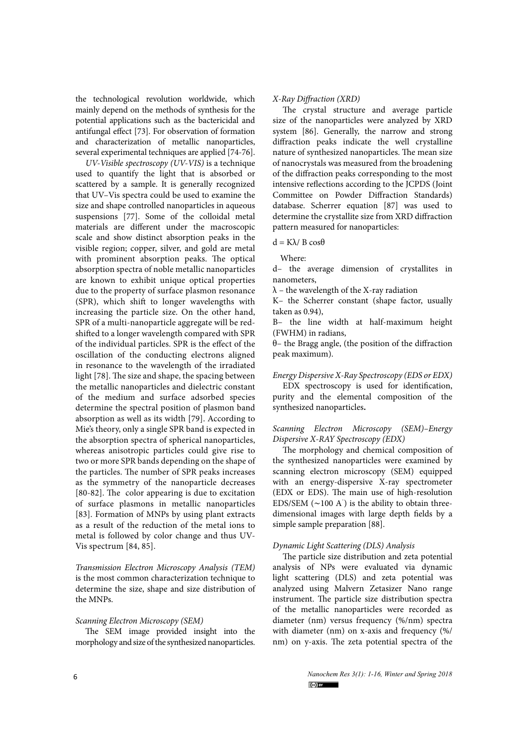the technological revolution worldwide, which mainly depend on the methods of synthesis for the potential applications such as the bactericidal and antifungal effect [73]. For observation of formation and characterization of metallic nanoparticles, several experimental techniques are applied [74-76].

*UV-Visible spectroscopy (UV-VIS)* is a technique used to quantify the light that is absorbed or scattered by a sample. It is generally recognized that UV–Vis spectra could be used to examine the size and shape controlled nanoparticles in aqueous suspensions [77]. Some of the colloidal metal materials are different under the macroscopic scale and show distinct absorption peaks in the visible region; copper, silver, and gold are metal with prominent absorption peaks. The optical absorption spectra of noble metallic nanoparticles are known to exhibit unique optical properties due to the property of surface plasmon resonance (SPR), which shift to longer wavelengths with increasing the particle size. On the other hand, SPR of a multi-nanoparticle aggregate will be red-shifted to a longer wavelength compared with SPR of the individual particles. SPR is the effect of the oscillation of the conducting electrons aligned in resonance to the wavelength of the irradiated light [78]. The size and shape, the spacing between the metallic nanoparticles and dielectric constant of the medium and surface adsorbed species determine the spectral position of plasmon band absorption as well as its width [79]. According to Mie's theory, only a single SPR band is expected in the absorption spectra of spherical nanoparticles, whereas anisotropic particles could give rise to two or more SPR bands depending on the shape of the particles. The number of SPR peaks increases as the symmetry of the nanoparticle decreases [80-82]. The color appearing is due to excitation of surface plasmons in metallic nanoparticles [83]. Formation of MNPs by using plant extracts as a result of the reduction of the metal ions to metal is followed by color change and thus UV-Vis spectrum [84, 85].

*Transmission Electron Microscopy Analysis (TEM)* is the most common characterization technique to determine the size, shape and size distribution of the MNPs.

*Scanning Electron Microscopy (SEM)*

The SEM image provided insight into the morphology and size of the synthesized nanoparticles.

*X-Ray Diffraction (XRD)*

The crystal structure and average particle size of the nanoparticles were analyzed by XRD system [86]. Generally, the narrow and strong diffraction peaks indicate the well crystalline nature of synthesized nanoparticles. The mean size of nanocrystals was measured from the broadening of the diffraction peaks corresponding to the most intensive reflections according to the JCPDS (Joint Committee on Powder Diffraction Standards) database. Scherrer equation [87] was used to determine the crystallite size from XRD diffraction pattern measured for nanoparticles:

$$d = K\lambda / B\cos\theta$$

Where:

$d$– the average dimension of crystallites in nanometers,

$\lambda$ – the wavelength of the X-ray radiation

$K$– the Scherrer constant (shape factor, usually taken as 0.94),

$B$– the line width at half-maximum height (FWHM) in radians,

$\theta$– the Bragg angle, (the position of the diffraction peak maximum).

*Energy Dispersive X-Ray Spectroscopy (EDS or EDX)*

EDX spectroscopy is used for identification, purity and the elemental composition of the synthesized nanoparticles**.**

*Scanning Electron Microscopy (SEM)–Energy Dispersive X-RAY Spectroscopy (EDX)*

The morphology and chemical composition of the synthesized nanoparticles were examined by scanning electron microscopy (SEM) equipped with an energy-dispersive X-ray spectrometer (EDX or EDS). The main use of high-resolution EDS/SEM (~100 A˚) is the ability to obtain three-dimensional images with large depth fields by a simple sample preparation [88].

*Dynamic Light Scattering (DLS) Analysis*

The particle size distribution and zeta potential analysis of NPs were evaluated via dynamic light scattering (DLS) and zeta potential was analyzed using Malvern Zetasizer Nano range instrument. The particle size distribution spectra of the metallic nanoparticles were recorded as diameter (nm) versus frequency (%/nm) spectra with diameter (nm) on x-axis and frequency (%/nm) on y-axis. The zeta potential spectra of the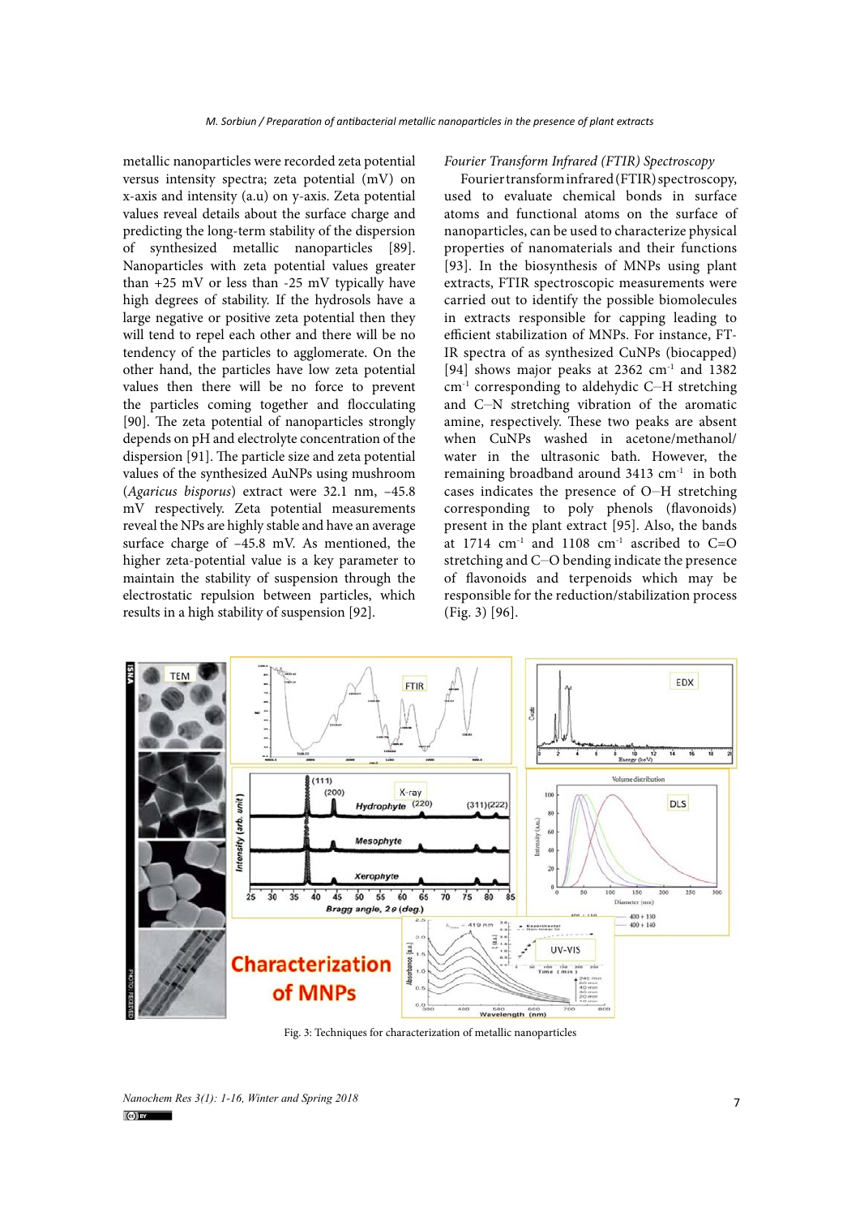metallic nanoparticles were recorded zeta potential versus intensity spectra; zeta potential (mV) on x-axis and intensity (a.u) on y-axis. Zeta potential values reveal details about the surface charge and predicting the long-term stability of the dispersion of synthesized metallic nanoparticles [89]. Nanoparticles with zeta potential values greater than +25 mV or less than -25 mV typically have high degrees of stability. If the hydrosols have a large negative or positive zeta potential then they will tend to repel each other and there will be no tendency of the particles to agglomerate. On the other hand, the particles have low zeta potential values then there will be no force to prevent the particles coming together and flocculating [90]. The zeta potential of nanoparticles strongly depends on pH and electrolyte concentration of the dispersion [91]. The particle size and zeta potential values of the synthesized AuNPs using mushroom (*Agaricus bisporus*) extract were 32.1 nm, –45.8 mV respectively. Zeta potential measurements reveal the NPs are highly stable and have an average surface charge of –45.8 mV. As mentioned, the higher zeta-potential value is a key parameter to maintain the stability of suspension through the electrostatic repulsion between particles, which results in a high stability of suspension [92].

*Fourier Transform Infrared (FTIR) Spectroscopy*

Fourier transform infrared (FTIR) spectroscopy, used to evaluate chemical bonds in surface atoms and functional atoms on the surface of nanoparticles, can be used to characterize physical properties of nanomaterials and their functions [93]. In the biosynthesis of MNPs using plant extracts, FTIR spectroscopic measurements were carried out to identify the possible biomolecules in extracts responsible for capping leading to efficient stabilization of MNPs. For instance, FT-IR spectra of as synthesized CuNPs (biocapped) [94] shows major peaks at 2362 cm$^{-1}$ and 1382 cm$^{-1}$ corresponding to aldehydic C–H stretching and C–N stretching vibration of the aromatic amine, respectively. These two peaks are absent when CuNPs washed in acetone/methanol/water in the ultrasonic bath. However, the remaining broadband around 3413 cm$^{-1}$ in both cases indicates the presence of O–H stretching corresponding to poly phenols (flavonoids) present in the plant extract [95]. Also, the bands at 1714 cm$^{-1}$ and 1108 cm$^{-1}$ ascribed to C=O stretching and C–O bending indicate the presence of flavonoids and terpenoids which may be responsible for the reduction/stabilization process (Fig. 3) [96].

Fig. 3: Techniques for characterization of metallic nanoparticles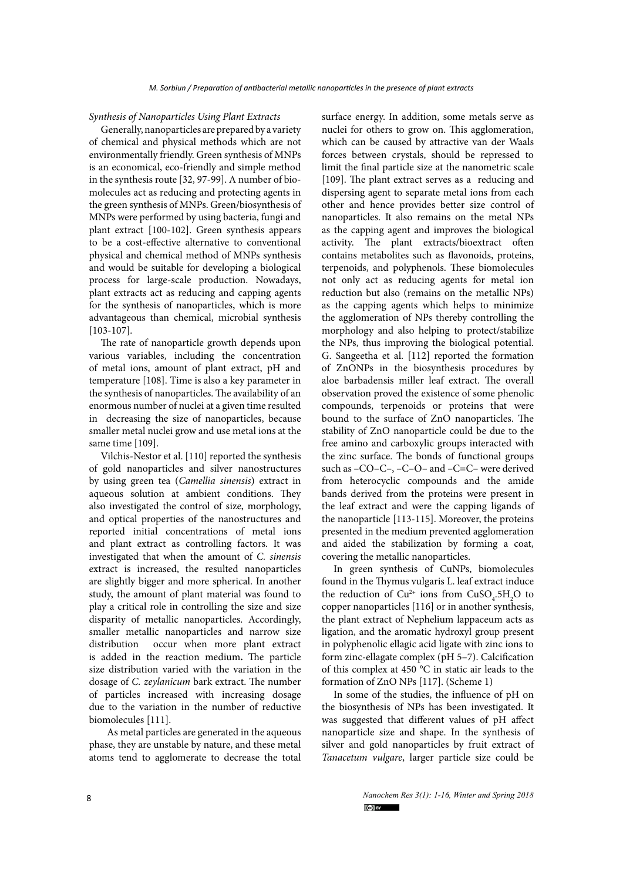*Synthesis of Nanoparticles Using Plant Extracts*

Generally, nanoparticles are prepared by a variety of chemical and physical methods which are not environmentally friendly. Green synthesis of MNPs is an economical, eco-friendly and simple method in the synthesis route [32, 97-99]. A number of biomolecules act as reducing and protecting agents in the green synthesis of MNPs. Green/biosynthesis of MNPs were performed by using bacteria, fungi and plant extract [100-102]. Green synthesis appears to be a cost-effective alternative to conventional physical and chemical method of MNPs synthesis and would be suitable for developing a biological process for large-scale production. Nowadays, plant extracts act as reducing and capping agents for the synthesis of nanoparticles, which is more advantageous than chemical, microbial synthesis [103-107].

The rate of nanoparticle growth depends upon various variables, including the concentration of metal ions, amount of plant extract, pH and temperature [108]. Time is also a key parameter in the synthesis of nanoparticles. The availability of an enormous number of nuclei at a given time resulted in decreasing the size of nanoparticles, because smaller metal nuclei grow and use metal ions at the same time [109].

Vilchis-Nestor et al. [110] reported the synthesis of gold nanoparticles and silver nanostructures by using green tea (*Camellia sinensis*) extract in aqueous solution at ambient conditions. They also investigated the control of size, morphology, and optical properties of the nanostructures and reported initial concentrations of metal ions and plant extract as controlling factors. It was investigated that when the amount of *C. sinensis* extract is increased, the resulted nanoparticles are slightly bigger and more spherical. In another study, the amount of plant material was found to play a critical role in controlling the size and size disparity of metallic nanoparticles. Accordingly, smaller metallic nanoparticles and narrow size distribution occur when more plant extract is added in the reaction medium**.** The particle size distribution varied with the variation in the dosage of *C. zeylanicum* bark extract. The number of particles increased with increasing dosage due to the variation in the number of reductive biomolecules [111].

As metal particles are generated in the aqueous phase, they are unstable by nature, and these metal atoms tend to agglomerate to decrease the total surface energy. In addition, some metals serve as nuclei for others to grow on. This agglomeration, which can be caused by attractive van der Waals forces between crystals, should be repressed to limit the final particle size at the nanometric scale [109]. The plant extract serves as a reducing and dispersing agent to separate metal ions from each other and hence provides better size control of nanoparticles. It also remains on the metal NPs as the capping agent and improves the biological activity. The plant extracts/bioextract often contains metabolites such as flavonoids, proteins, terpenoids, and polyphenols. These biomolecules not only act as reducing agents for metal ion reduction but also (remains on the metallic NPs) as the capping agents which helps to minimize the agglomeration of NPs thereby controlling the morphology and also helping to protect/stabilize the NPs, thus improving the biological potential. G. Sangeetha et al. [112] reported the formation of ZnONPs in the biosynthesis procedures by aloe barbadensis miller leaf extract. The overall observation proved the existence of some phenolic compounds, terpenoids or proteins that were bound to the surface of ZnO nanoparticles. The stability of ZnO nanoparticle could be due to the free amino and carboxylic groups interacted with the zinc surface. The bonds of functional groups such as –CO–C–, –C–O– and –C=C– were derived from heterocyclic compounds and the amide bands derived from the proteins were present in the leaf extract and were the capping ligands of the nanoparticle [113-115]. Moreover, the proteins presented in the medium prevented agglomeration and aided the stabilization by forming a coat, covering the metallic nanoparticles.

In green synthesis of CuNPs, biomolecules found in the Thymus vulgaris L. leaf extract induce the reduction of $Cu^{2+}$ ions from $CuSO_4.5H_2O$ to copper nanoparticles [116] or in another synthesis, the plant extract of Nephelium lappaceum acts as ligation, and the aromatic hydroxyl group present in polyphenolic ellagic acid ligate with zinc ions to form zinc-ellagate complex (pH 5–7). Calcification of this complex at 450 °C in static air leads to the formation of ZnO NPs [117]. (Scheme 1)

In some of the studies, the influence of pH on the biosynthesis of NPs has been investigated. It was suggested that different values of pH affect nanoparticle size and shape. In the synthesis of silver and gold nanoparticles by fruit extract of *Tanacetum vulgare*, larger particle size could be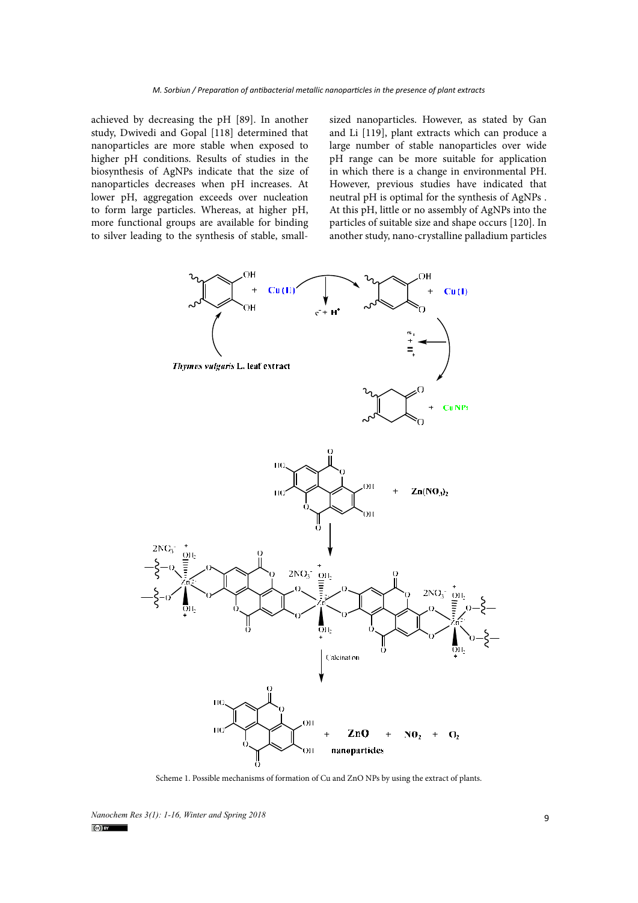achieved by decreasing the pH [89]. In another study, Dwivedi and Gopal [118] determined that nanoparticles are more stable when exposed to higher pH conditions. Results of studies in the biosynthesis of AgNPs indicate that the size of nanoparticles decreases when pH increases. At lower pH, aggregation exceeds over nucleation to form large particles. Whereas, at higher pH, more functional groups are available for binding to silver leading to the synthesis of stable, small-sized nanoparticles. However, as stated by Gan and Li [119], plant extracts which can produce a large number of stable nanoparticles over wide pH range can be more suitable for application in which there is a change in environmental PH. However, previous studies have indicated that neutral pH is optimal for the synthesis of AgNPs . At this pH, little or no assembly of AgNPs into the particles of suitable size and shape occurs [120]. In another study, nano-crystalline palladium particles

Scheme 1. Possible mechanisms of formation of Cu and ZnO NPs by using the extract of plants.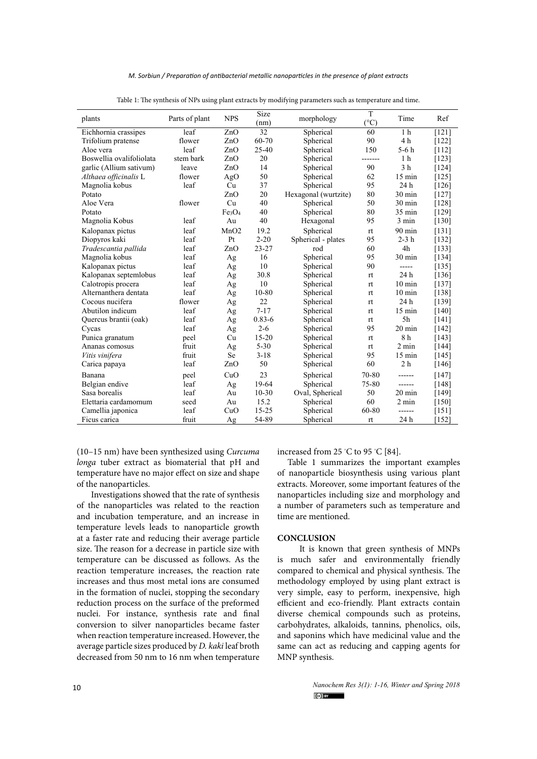Table 1: The synthesis of NPs using plant extracts by modifying parameters such as temperature and time.

| plants | Parts of plant | NPS | Size (nm) | morphology | T (°C) | Time | Ref |
|---|---|---|---|---|---|---|---|
| Eichhornia crassipes | leaf | ZnO | 32 | Spherical | 60 | 1 h | [121] |
| Trifolium pratense | flower | ZnO | 60-70 | Spherical | 90 | 4 h | [122] |
| Aloe vera | leaf | ZnO | 25-40 | Spherical | 150 | 5-6 h | [112] |
| Boswellia ovalifoliolata | stem bark | ZnO | 20 | Spherical | ------- | 1 h | [123] |
| garlic (Allium sativum) | leave | ZnO | 14 | Spherical | 90 | 3 h | [124] |
| *Althaea officinalis* L | flower | AgO | 50 | Spherical | 62 | 15 min | [125] |
| Magnolia kobus | leaf | Cu | 37 | Spherical | 95 | 24 h | [126] |
| Potato | | ZnO | 20 | Hexagonal (wurtzite) | 80 | 30 min | [127] |
| Aloe Vera | flower | Cu | 40 | Spherical | 50 | 30 min | [128] |
| Potato | | $Fe_3O_4$ | 40 | Spherical | 80 | 35 min | [129] |
| Magnolia Kobus | leaf | Au | 40 | Hexagonal | 95 | 3 min | [130] |
| Kalopanax pictus | leaf | MnO2 | 19.2 | Spherical | rt | 90 min | [131] |
| Diopyros kaki | leaf | Pt | 2-20 | Spherical - plates | 95 | 2-3 h | [132] |
| *Tradescantia pallida* | leaf | ZnO | 23-27 | rod | 60 | 4h | [133] |
| Magnolia kobus | leaf | Ag | 16 | Spherical | 95 | 30 min | [134] |
| Kalopanax pictus | leaf | Ag | 10 | Spherical | 90 | ----- | [135] |
| Kalopanax septemlobus | leaf | Ag | 30.8 | Spherical | rt | 24 h | [136] |
| Calotropis procera | leaf | Ag | 10 | Spherical | rt | 10 min | [137] |
| Alternanthera dentata | leaf | Ag | 10-80 | Spherical | rt | 10 min | [138] |
| Cocous nucifera | flower | Ag | 22 | Spherical | rt | 24 h | [139] |
| Abutilon indicum | leaf | Ag | 7-17 | Spherical | rt | 15 min | [140] |
| Quercus brantii (oak) | leaf | Ag | 0.83-6 | Spherical | rt | 5h | [141] |
| Cycas | leaf | Ag | 2-6 | Spherical | 95 | 20 min | [142] |
| Punica granatum | peel | Cu | 15-20 | Spherical | rt | 8 h | [143] |
| Ananas comosus | fruit | Ag | 5-30 | Spherical | rt | 2 min | [144] |
| *Vitis vinifera* | fruit | Se | 3-18 | Spherical | 95 | 15 min | [145] |
| Carica papaya | leaf | ZnO | 50 | Spherical | 60 | 2 h | [146] |
| Banana | peel | CuO | 23 | Spherical | 70-80 | ------ | [147] |
| Belgian endive | leaf | Ag | 19-64 | Spherical | 75-80 | ------ | [148] |
| Sasa borealis | leaf | Au | 10-30 | Oval, Spherical | 50 | 20 min | [149] |
| Elettaria cardamomum | seed | Au | 15.2 | Spherical | 60 | 2 min | [150] |
| Camellia japonica | leaf | CuO | 15-25 | Spherical | 60-80 | ------ | [151] |
| Ficus carica | fruit | Ag | 54-89 | Spherical | rt | 24 h | [152] |

(10–15 nm) have been synthesized using *Curcuma longa* tuber extract as biomaterial that pH and temperature have no major effect on size and shape of the nanoparticles.

Investigations showed that the rate of synthesis of the nanoparticles was related to the reaction and incubation temperature, and an increase in temperature levels leads to nanoparticle growth at a faster rate and reducing their average particle size. The reason for a decrease in particle size with temperature can be discussed as follows. As the reaction temperature increases, the reaction rate increases and thus most metal ions are consumed in the formation of nuclei, stopping the secondary reduction process on the surface of the preformed nuclei. For instance, synthesis rate and final conversion to silver nanoparticles became faster when reaction temperature increased. However, the average particle sizes produced by *D. kaki* leaf broth decreased from 50 nm to 16 nm when temperature increased from 25 °C to 95 °C [84].

Table 1 summarizes the important examples of nanoparticle biosynthesis using various plant extracts. Moreover, some important features of the nanoparticles including size and morphology and a number of parameters such as temperature and time are mentioned.

## CONCLUSION

It is known that green synthesis of MNPs is much safer and environmentally friendly compared to chemical and physical synthesis. The methodology employed by using plant extract is very simple, easy to perform, inexpensive, high efficient and eco-friendly. Plant extracts contain diverse chemical compounds such as proteins, carbohydrates, alkaloids, tannins, phenolics, oils, and saponins which have medicinal value and the same can act as reducing and capping agents for MNP synthesis.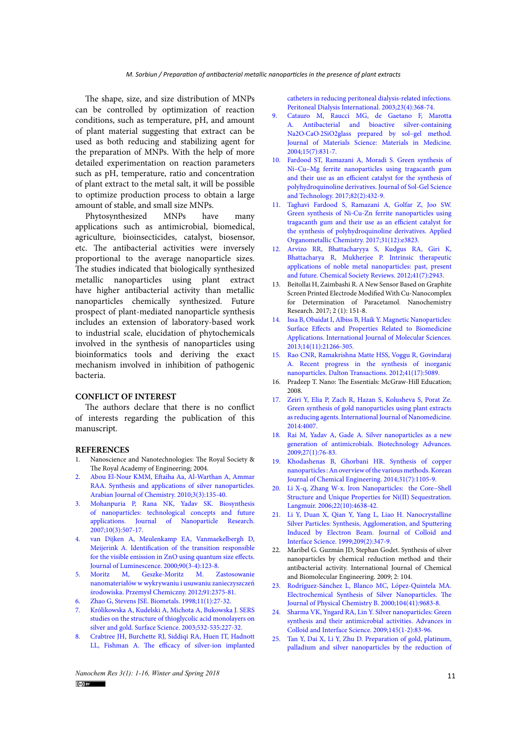The shape, size, and size distribution of MNPs can be controlled by optimization of reaction conditions, such as temperature, pH, and amount of plant material suggesting that extract can be used as both reducing and stabilizing agent for the preparation of MNPs. With the help of more detailed experimentation on reaction parameters such as pH, temperature, ratio and concentration of plant extract to the metal salt, it will be possible to optimize production process to obtain a large amount of stable, and small size MNPs.

Phytosynthesized MNPs have many applications such as antimicrobial, biomedical, agriculture, bioinsecticides, catalyst, biosensor, etc. The antibacterial activities were inversely proportional to the average nanoparticle sizes. The studies indicated that biologically synthesized metallic nanoparticles using plant extract have higher antibacterial activity than metallic nanoparticles chemically synthesized. Future prospect of plant-mediated nanoparticle synthesis includes an extension of laboratory-based work to industrial scale, elucidation of phytochemicals involved in the synthesis of nanoparticles using bioinformatics tools and deriving the exact mechanism involved in inhibition of pathogenic bacteria.

## CONFLICT OF INTEREST

The authors declare that there is no conflict of interests regarding the publication of this manuscript.

## REFERENCES

1. Nanoscience and Nanotechnologies: The Royal Society & The Royal Academy of Engineering; 2004.
2. Abou El-Nour KMM, Eftaiha Aa, Al-Warthan A, Ammar RAA. Synthesis and applications of silver nanoparticles. Arabian Journal of Chemistry. 2010;3(3):135-40.
3. Mohanpuria P, Rana NK, Yadav SK. Biosynthesis of nanoparticles: technological concepts and future applications. Journal of Nanoparticle Research. 2007;10(3):507-17.
4. van Dijken A, Meulenkamp EA, Vanmaekelbergh D, Meijerink A. Identification of the transition responsible for the visible emission in ZnO using quantum size effects. Journal of Luminescence. 2000;90(3-4):123-8.
5. Moritz M, Geszke-Moritz M. Zastosowanie nanomateriałów w wykrywaniu i usuwaniu zanieczyszczeń środowiska. Przemysł Chemiczny. 2012;91:2375-81.
6. Zhao G, Stevens JSE. Biometals. 1998;11(1):27-32.
7. Królikowska A, Kudelski A, Michota A, Bukowska J. SERS studies on the structure of thioglycolic acid monolayers on silver and gold. Surface Science. 2003;532-535:227-32.
8. Crabtree JH, Burchette RJ, Siddiqi RA, Huen IT, Hadnott LL, Fishman A. The efficacy of silver-ion implanted catheters in reducing peritoneal dialysis-related infections. Peritoneal Dialysis International. 2003;23(4):368-74.
9. Catauro M, Raucci MG, de Gaetano F, Marotta A. Antibacterial and bioactive silver-containing Na2O·CaO·2SiO2glass prepared by sol–gel method. Journal of Materials Science: Materials in Medicine. 2004;15(7):831-7.
10. Fardood ST, Ramazani A, Moradi S. Green synthesis of Ni–Cu–Mg ferrite nanoparticles using tragacanth gum and their use as an efficient catalyst for the synthesis of polyhydroquinoline derivatives. Journal of Sol-Gel Science and Technology. 2017;82(2):432-9.
11. Taghavi Fardood S, Ramazani A, Golfar Z, Joo SW. Green synthesis of Ni-Cu-Zn ferrite nanoparticles using tragacanth gum and their use as an efficient catalyst for the synthesis of polyhydroquinoline derivatives. Applied Organometallic Chemistry. 2017;31(12):e3823.
12. Arvizo RR, Bhattacharyya S, Kudgus RA, Giri K, Bhattacharya R, Mukherjee P. Intrinsic therapeutic applications of noble metal nanoparticles: past, present and future. Chemical Society Reviews. 2012;41(7):2943.
13. Beitollai H, Zaimbashi R. A New Sensor Based on Graphite Screen Printed Electrode Modified With Cu-Nanocomplex for Determination of Paracetamol. Nanochemistry Research. 2017; 2 (1): 151-8.
14. Issa B, Obaidat I, Albiss B, Haik Y. Magnetic Nanoparticles: Surface Effects and Properties Related to Biomedicine Applications. International Journal of Molecular Sciences. 2013;14(11):21266-305.
15. Rao CNR, Ramakrishna Matte HSS, Voggu R, Govindaraj A. Recent progress in the synthesis of inorganic nanoparticles. Dalton Transactions. 2012;41(17):5089.
16. Pradeep T. Nano: The Essentials: McGraw-Hill Education; 2008.
17. Zeiri Y, Elia P, Zach R, Hazan S, Kolusheva S, Porat Ze. Green synthesis of gold nanoparticles using plant extracts as reducing agents. International Journal of Nanomedicine. 2014:4007.
18. Rai M, Yadav A, Gade A. Silver nanoparticles as a new generation of antimicrobials. Biotechnology Advances. 2009;27(1):76-83.
19. Khodashenas B, Ghorbani HR. Synthesis of copper nanoparticles : An overview of the various methods. Korean Journal of Chemical Engineering. 2014;31(7):1105-9.
20. Li X-q, Zhang W-x. Iron Nanoparticles: the Core−Shell Structure and Unique Properties for Ni(II) Sequestration. Langmuir. 2006;22(10):4638-42.
21. Li Y, Duan X, Qian Y, Yang L, Liao H. Nanocrystalline Silver Particles: Synthesis, Agglomeration, and Sputtering Induced by Electron Beam. Journal of Colloid and Interface Science. 1999;209(2):347-9.
22. Maribel G. Guzmán JD, Stephan Godet. Synthesis of silver nanoparticles by chemical reduction method and their antibacterial activity. International Journal of Chemical and Biomolecular Engineering. 2009; 2: 104.
23. Rodríguez-Sánchez L, Blanco MC, López-Quintela MA. Electrochemical Synthesis of Silver Nanoparticles. The Journal of Physical Chemistry B. 2000;104(41):9683-8.
24. Sharma VK, Yngard RA, Lin Y. Silver nanoparticles: Green synthesis and their antimicrobial activities. Advances in Colloid and Interface Science. 2009;145(1-2):83-96.
25. Tan Y, Dai X, Li Y, Zhu D. Preparation of gold, platinum, palladium and silver nanoparticles by the reduction of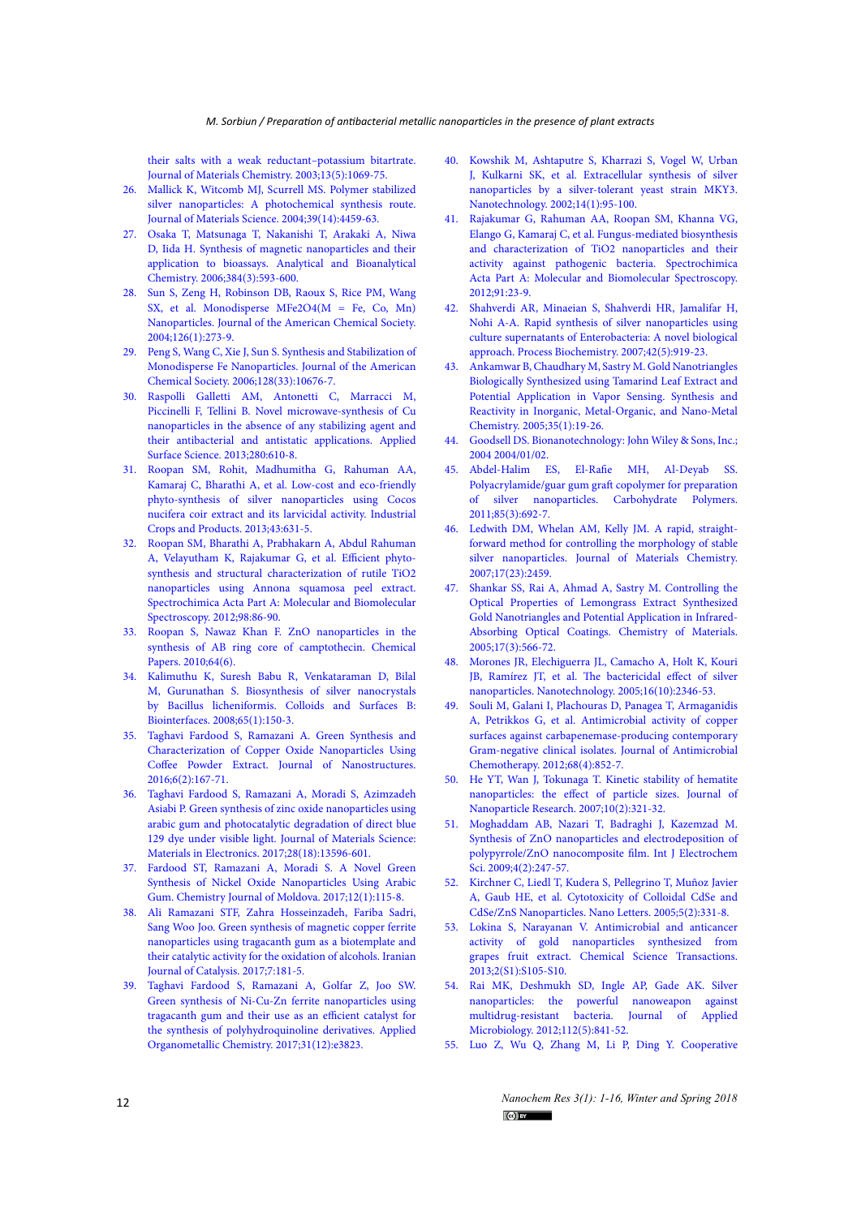their salts with a weak reductant–potassium bitartrate. Journal of Materials Chemistry. 2003;13(5):1069-75.

26. Mallick K, Witcomb MJ, Scurrell MS. Polymer stabilized silver nanoparticles: A photochemical synthesis route. Journal of Materials Science. 2004;39(14):4459-63.
27. Osaka T, Matsunaga T, Nakanishi T, Arakaki A, Niwa D, Iida H. Synthesis of magnetic nanoparticles and their application to bioassays. Analytical and Bioanalytical Chemistry. 2006;384(3):593-600.
28. Sun S, Zeng H, Robinson DB, Raoux S, Rice PM, Wang SX, et al. Monodisperse $MFe_2O_4$(M = Fe, Co, Mn) Nanoparticles. Journal of the American Chemical Society. 2004;126(1):273-9.
29. Peng S, Wang C, Xie J, Sun S. Synthesis and Stabilization of Monodisperse Fe Nanoparticles. Journal of the American Chemical Society. 2006;128(33):10676-7.
30. Raspolli Galletti AM, Antonetti C, Marracci M, Piccinelli F, Tellini B. Novel microwave-synthesis of Cu nanoparticles in the absence of any stabilizing agent and their antibacterial and antistatic applications. Applied Surface Science. 2013;280:610-8.
31. Roopan SM, Rohit, Madhumitha G, Rahuman AA, Kamaraj C, Bharathi A, et al. Low-cost and eco-friendly phyto-synthesis of silver nanoparticles using Cocos nucifera coir extract and its larvicidal activity. Industrial Crops and Products. 2013;43:631-5.
32. Roopan SM, Bharathi A, Prabhakarn A, Abdul Rahuman A, Velayutham K, Rajakumar G, et al. Efficient phyto-synthesis and structural characterization of rutile $TiO_2$ nanoparticles using Annona squamosa peel extract. Spectrochimica Acta Part A: Molecular and Biomolecular Spectroscopy. 2012;98:86-90.
33. Roopan S, Nawaz Khan F. ZnO nanoparticles in the synthesis of AB ring core of camptothecin. Chemical Papers. 2010;64(6).
34. Kalimuthu K, Suresh Babu R, Venkataraman D, Bilal M, Gurunathan S. Biosynthesis of silver nanocrystals by Bacillus licheniformis. Colloids and Surfaces B: Biointerfaces. 2008;65(1):150-3.
35. Taghavi Fardood S, Ramazani A. Green Synthesis and Characterization of Copper Oxide Nanoparticles Using Coffee Powder Extract. Journal of Nanostructures. 2016;6(2):167-71.
36. Taghavi Fardood S, Ramazani A, Moradi S, Azimzadeh Asiabi P. Green synthesis of zinc oxide nanoparticles using arabic gum and photocatalytic degradation of direct blue 129 dye under visible light. Journal of Materials Science: Materials in Electronics. 2017;28(18):13596-601.
37. Fardood ST, Ramazani A, Moradi S. A Novel Green Synthesis of Nickel Oxide Nanoparticles Using Arabic Gum. Chemistry Journal of Moldova. 2017;12(1):115-8.
38. Ali Ramazani STF, Zahra Hosseinzadeh, Fariba Sadri, Sang Woo Joo. Green synthesis of magnetic copper ferrite nanoparticles using tragacanth gum as a biotemplate and their catalytic activity for the oxidation of alcohols. Iranian Journal of Catalysis. 2017;7:181-5.
39. Taghavi Fardood S, Ramazani A, Golfar Z, Joo SW. Green synthesis of Ni-Cu-Zn ferrite nanoparticles using tragacanth gum and their use as an efficient catalyst for the synthesis of polyhydroquinoline derivatives. Applied Organometallic Chemistry. 2017;31(12):e3823.
40. Kowshik M, Ashtaputre S, Kharrazi S, Vogel W, Urban J, Kulkarni SK, et al. Extracellular synthesis of silver nanoparticles by a silver-tolerant yeast strain MKY3. Nanotechnology. 2002;14(1):95-100.
41. Rajakumar G, Rahuman AA, Roopan SM, Khanna VG, Elango G, Kamaraj C, et al. Fungus-mediated biosynthesis and characterization of $TiO_2$ nanoparticles and their activity against pathogenic bacteria. Spectrochimica Acta Part A: Molecular and Biomolecular Spectroscopy. 2012;91:23-9.
42. Shahverdi AR, Minaeian S, Shahverdi HR, Jamalifar H, Nohi A-A. Rapid synthesis of silver nanoparticles using culture supernatants of Enterobacteria: A novel biological approach. Process Biochemistry. 2007;42(5):919-23.
43. Ankamwar B, Chaudhary M, Sastry M. Gold Nanotriangles Biologically Synthesized using Tamarind Leaf Extract and Potential Application in Vapor Sensing. Synthesis and Reactivity in Inorganic, Metal-Organic, and Nano-Metal Chemistry. 2005;35(1):19-26.
44. Goodsell DS. Bionanotechnology: John Wiley & Sons, Inc.; 2004 2004/01/02.
45. Abdel-Halim ES, El-Rafie MH, Al-Deyab SS. Polyacrylamide/guar gum graft copolymer for preparation of silver nanoparticles. Carbohydrate Polymers. 2011;85(3):692-7.
46. Ledwith DM, Whelan AM, Kelly JM. A rapid, straight-forward method for controlling the morphology of stable silver nanoparticles. Journal of Materials Chemistry. 2007;17(23):2459.
47. Shankar SS, Rai A, Ahmad A, Sastry M. Controlling the Optical Properties of Lemongrass Extract Synthesized Gold Nanotriangles and Potential Application in Infrared-Absorbing Optical Coatings. Chemistry of Materials. 2005;17(3):566-72.
48. Morones JR, Elechiguerra JL, Camacho A, Holt K, Kouri JB, Ramírez JT, et al. The bactericidal effect of silver nanoparticles. Nanotechnology. 2005;16(10):2346-53.
49. Souli M, Galani I, Plachouras D, Panagea T, Armaganidis A, Petrikkos G, et al. Antimicrobial activity of copper surfaces against carbapenemase-producing contemporary Gram-negative clinical isolates. Journal of Antimicrobial Chemotherapy. 2012;68(4):852-7.
50. He YT, Wan J, Tokunaga T. Kinetic stability of hematite nanoparticles: the effect of particle sizes. Journal of Nanoparticle Research. 2007;10(2):321-32.
51. Moghaddam AB, Nazari T, Badraghi J, Kazemzad M. Synthesis of ZnO nanoparticles and electrodeposition of polypyrrole/ZnO nanocomposite film. Int J Electrochem Sci. 2009;4(2):247-57.
52. Kirchner C, Liedl T, Kudera S, Pellegrino T, Muñoz Javier A, Gaub HE, et al. Cytotoxicity of Colloidal CdSe and CdSe/ZnS Nanoparticles. Nano Letters. 2005;5(2):331-8.
53. Lokina S, Narayanan V. Antimicrobial and anticancer activity of gold nanoparticles synthesized from grapes fruit extract. Chemical Science Transactions. 2013;2(S1):S105-S10.
54. Rai MK, Deshmukh SD, Ingle AP, Gade AK. Silver nanoparticles: the powerful nanoweapon against multidrug-resistant bacteria. Journal of Applied Microbiology. 2012;112(5):841-52.
55. Luo Z, Wu Q, Zhang M, Li P, Ding Y. Cooperative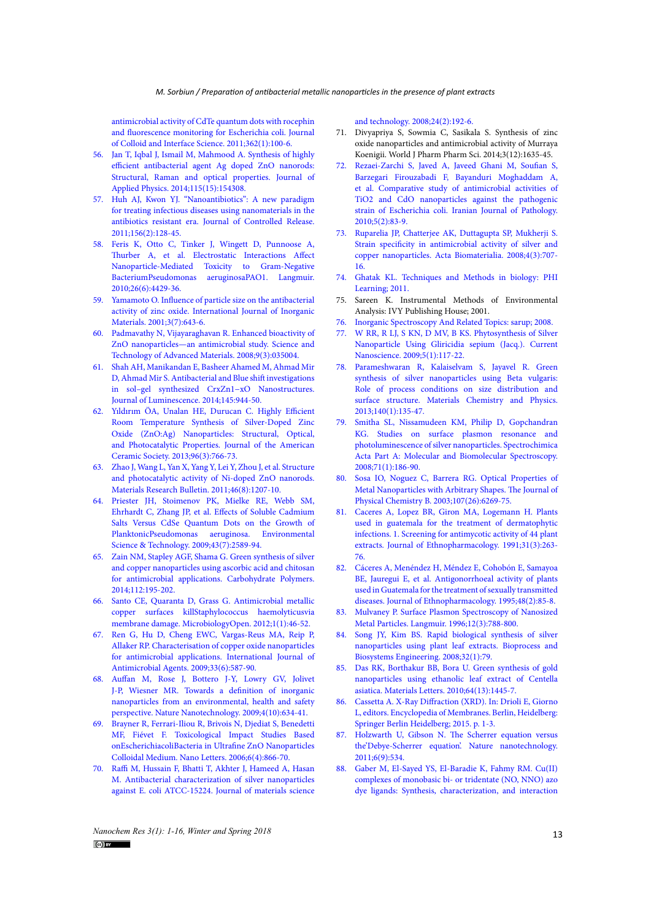antimicrobial activity of CdTe quantum dots with rocephin and fluorescence monitoring for Escherichia coli. Journal of Colloid and Interface Science. 2011;362(1):100-6.

56. Jan T, Iqbal J, Ismail M, Mahmood A. Synthesis of highly efficient antibacterial agent Ag doped ZnO nanorods: Structural, Raman and optical properties. Journal of Applied Physics. 2014;115(15):154308.
57. Huh AJ, Kwon YJ. "Nanoantibiotics": A new paradigm for treating infectious diseases using nanomaterials in the antibiotics resistant era. Journal of Controlled Release. 2011;156(2):128-45.
58. Feris K, Otto C, Tinker J, Wingett D, Punnoose A, Thurber A, et al. Electrostatic Interactions Affect Nanoparticle-Mediated Toxicity to Gram-Negative BacteriumPseudomonas aeruginosaPAO1. Langmuir. 2010;26(6):4429-36.
59. Yamamoto O. Influence of particle size on the antibacterial activity of zinc oxide. International Journal of Inorganic Materials. 2001;3(7):643-6.
60. Padmavathy N, Vijayaraghavan R. Enhanced bioactivity of ZnO nanoparticles—an antimicrobial study. Science and Technology of Advanced Materials. 2008;9(3):035004.
61. Shah AH, Manikandan E, Basheer Ahamed M, Ahmad Mir D, Ahmad Mir S. Antibacterial and Blue shift investigations in sol–gel synthesized CrxZn1−xO Nanostructures. Journal of Luminescence. 2014;145:944-50.
62. Yıldırım ÖA, Unalan HE, Durucan C. Highly Efficient Room Temperature Synthesis of Silver-Doped Zinc Oxide (ZnO:Ag) Nanoparticles: Structural, Optical, and Photocatalytic Properties. Journal of the American Ceramic Society. 2013;96(3):766-73.
63. Zhao J, Wang L, Yan X, Yang Y, Lei Y, Zhou J, et al. Structure and photocatalytic activity of Ni-doped ZnO nanorods. Materials Research Bulletin. 2011;46(8):1207-10.
64. Priester JH, Stoimenov PK, Mielke RE, Webb SM, Ehrhardt C, Zhang JP, et al. Effects of Soluble Cadmium Salts Versus CdSe Quantum Dots on the Growth of PlanktonicPseudomonas aeruginosa. Environmental Science & Technology. 2009;43(7):2589-94.
65. Zain NM, Stapley AGF, Shama G. Green synthesis of silver and copper nanoparticles using ascorbic acid and chitosan for antimicrobial applications. Carbohydrate Polymers. 2014;112:195-202.
66. Santo CE, Quaranta D, Grass G. Antimicrobial metallic copper surfaces killStaphylococcus haemolyticusvia membrane damage. MicrobiologyOpen. 2012;1(1):46-52.
67. Ren G, Hu D, Cheng EWC, Vargas-Reus MA, Reip P, Allaker RP. Characterisation of copper oxide nanoparticles for antimicrobial applications. International Journal of Antimicrobial Agents. 2009;33(6):587-90.
68. Auffan M, Rose J, Bottero J-Y, Lowry GV, Jolivet J-P, Wiesner MR. Towards a definition of inorganic nanoparticles from an environmental, health and safety perspective. Nature Nanotechnology. 2009;4(10):634-41.
69. Brayner R, Ferrari-Iliou R, Brivois N, Djediat S, Benedetti MF, Fiévet F. Toxicological Impact Studies Based onEscherichiacoliBacteria in Ultrafine ZnO Nanoparticles Colloidal Medium. Nano Letters. 2006;6(4):866-70.
70. Raffi M, Hussain F, Bhatti T, Akhter J, Hameed A, Hasan M. Antibacterial characterization of silver nanoparticles against E. coli ATCC-15224. Journal of materials science and technology. 2008;24(2):192-6.
71. Divyapriya S, Sowmia C, Sasikala S. Synthesis of zinc oxide nanoparticles and antimicrobial activity of Murraya Koenigii. World J Pharm Pharm Sci. 2014;3(12):1635-45.
72. Rezaei-Zarchi S, Javed A, Javeed Ghani M, Soufian S, Barzegari Firouzabadi F, Bayanduri Moghaddam A, et al. Comparative study of antimicrobial activities of TiO2 and CdO nanoparticles against the pathogenic strain of Escherichia coli. Iranian Journal of Pathology. 2010;5(2):83-9.
73. Ruparelia JP, Chatterjee AK, Duttagupta SP, Mukherji S. Strain specificity in antimicrobial activity of silver and copper nanoparticles. Acta Biomaterialia. 2008;4(3):707-16.
74. Ghatak KL. Techniques and Methods in biology: PHI Learning; 2011.
75. Sareen K. Instrumental Methods of Environmental Analysis: IVY Publishing House; 2001.
76. Inorganic Spectroscopy And Related Topics: sarup; 2008.
77. W RR, R LJ, S KN, D MV, B KS. Phytosynthesis of Silver Nanoparticle Using Gliricidia sepium (Jacq.). Current Nanoscience. 2009;5(1):117-22.
78. Parameshwaran R, Kalaiselvam S, Jayavel R. Green synthesis of silver nanoparticles using Beta vulgaris: Role of process conditions on size distribution and surface structure. Materials Chemistry and Physics. 2013;140(1):135-47.
79. Smitha SL, Nissamudeen KM, Philip D, Gopchandran KG. Studies on surface plasmon resonance and photoluminescence of silver nanoparticles. Spectrochimica Acta Part A: Molecular and Biomolecular Spectroscopy. 2008;71(1):186-90.
80. Sosa IO, Noguez C, Barrera RG. Optical Properties of Metal Nanoparticles with Arbitrary Shapes. The Journal of Physical Chemistry B. 2003;107(26):6269-75.
81. Caceres A, Lopez BR, Giron MA, Logemann H. Plants used in guatemala for the treatment of dermatophytic infections. 1. Screening for antimycotic activity of 44 plant extracts. Journal of Ethnopharmacology. 1991;31(3):263-76.
82. Cáceres A, Menéndez H, Méndez E, Cohobón E, Samayoa BE, Jauregui E, et al. Antigonorrhoeal activity of plants used in Guatemala for the treatment of sexually transmitted diseases. Journal of Ethnopharmacology. 1995;48(2):85-8.
83. Mulvaney P. Surface Plasmon Spectroscopy of Nanosized Metal Particles. Langmuir. 1996;12(3):788-800.
84. Song JY, Kim BS. Rapid biological synthesis of silver nanoparticles using plant leaf extracts. Bioprocess and Biosystems Engineering. 2008;32(1):79.
85. Das RK, Borthakur BB, Bora U. Green synthesis of gold nanoparticles using ethanolic leaf extract of Centella asiatica. Materials Letters. 2010;64(13):1445-7.
86. Cassetta A. X-Ray Diffraction (XRD). In: Drioli E, Giorno L, editors. Encyclopedia of Membranes. Berlin, Heidelberg: Springer Berlin Heidelberg; 2015. p. 1-3.
87. Holzwarth U, Gibson N. The Scherrer equation versus the'Debye-Scherrer equation'. Nature nanotechnology. 2011;6(9):534.
88. Gaber M, El-Sayed YS, El-Baradie K, Fahmy RM. Cu(II) complexes of monobasic bi- or tridentate (NO, NNO) azo dye ligands: Synthesis, characterization, and interaction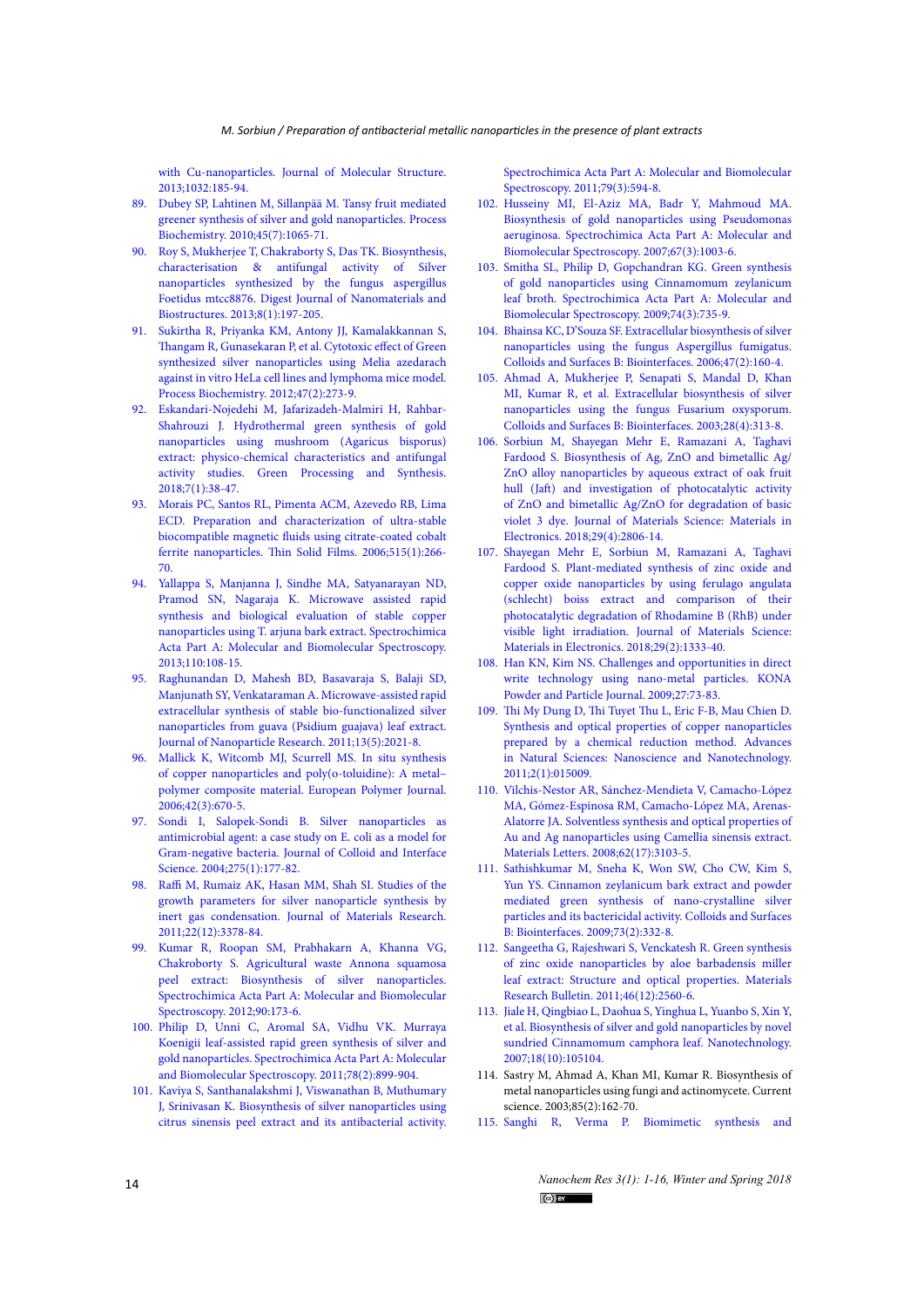with Cu-nanoparticles. Journal of Molecular Structure. 2013;1032:185-94.

89. Dubey SP, Lahtinen M, Sillanpää M. Tansy fruit mediated greener synthesis of silver and gold nanoparticles. Process Biochemistry. 2010;45(7):1065-71.
90. Roy S, Mukherjee T, Chakraborty S, Das TK. Biosynthesis, characterisation & antifungal activity of Silver nanoparticles synthesized by the fungus aspergillus Foetidus mtcc8876. Digest Journal of Nanomaterials and Biostructures. 2013;8(1):197-205.
91. Sukirtha R, Priyanka KM, Antony JJ, Kamalakkannan S, Thangam R, Gunasekaran P, et al. Cytotoxic effect of Green synthesized silver nanoparticles using Melia azedarach against in vitro HeLa cell lines and lymphoma mice model. Process Biochemistry. 2012;47(2):273-9.
92. Eskandari-Nojedehi M, Jafarizadeh-Malmiri H, Rahbar-Shahrouzi J. Hydrothermal green synthesis of gold nanoparticles using mushroom (Agaricus bisporus) extract: physico-chemical characteristics and antifungal activity studies. Green Processing and Synthesis. 2018;7(1):38-47.
93. Morais PC, Santos RL, Pimenta ACM, Azevedo RB, Lima ECD. Preparation and characterization of ultra-stable biocompatible magnetic fluids using citrate-coated cobalt ferrite nanoparticles. Thin Solid Films. 2006;515(1):266-70.
94. Yallappa S, Manjanna J, Sindhe MA, Satyanarayan ND, Pramod SN, Nagaraja K. Microwave assisted rapid synthesis and biological evaluation of stable copper nanoparticles using T. arjuna bark extract. Spectrochimica Acta Part A: Molecular and Biomolecular Spectroscopy. 2013;110:108-15.
95. Raghunandan D, Mahesh BD, Basavaraja S, Balaji SD, Manjunath SY, Venkataraman A. Microwave-assisted rapid extracellular synthesis of stable bio-functionalized silver nanoparticles from guava (Psidium guajava) leaf extract. Journal of Nanoparticle Research. 2011;13(5):2021-8.
96. Mallick K, Witcomb MJ, Scurrell MS. In situ synthesis of copper nanoparticles and poly(o-toluidine): A metal–polymer composite material. European Polymer Journal. 2006;42(3):670-5.
97. Sondi I, Salopek-Sondi B. Silver nanoparticles as antimicrobial agent: a case study on E. coli as a model for Gram-negative bacteria. Journal of Colloid and Interface Science. 2004;275(1):177-82.
98. Raffi M, Rumaiz AK, Hasan MM, Shah SI. Studies of the growth parameters for silver nanoparticle synthesis by inert gas condensation. Journal of Materials Research. 2011;22(12):3378-84.
99. Kumar R, Roopan SM, Prabhakarn A, Khanna VG, Chakroborty S. Agricultural waste Annona squamosa peel extract: Biosynthesis of silver nanoparticles. Spectrochimica Acta Part A: Molecular and Biomolecular Spectroscopy. 2012;90:173-6.
100. Philip D, Unni C, Aromal SA, Vidhu VK. Murraya Koenigii leaf-assisted rapid green synthesis of silver and gold nanoparticles. Spectrochimica Acta Part A: Molecular and Biomolecular Spectroscopy. 2011;78(2):899-904.
101. Kaviya S, Santhanalakshmi J, Viswanathan B, Muthumary J, Srinivasan K. Biosynthesis of silver nanoparticles using citrus sinensis peel extract and its antibacterial activity. Spectrochimica Acta Part A: Molecular and Biomolecular Spectroscopy. 2011;79(3):594-8.
102. Husseiny MI, El-Aziz MA, Badr Y, Mahmoud MA. Biosynthesis of gold nanoparticles using Pseudomonas aeruginosa. Spectrochimica Acta Part A: Molecular and Biomolecular Spectroscopy. 2007;67(3):1003-6.
103. Smitha SL, Philip D, Gopchandran KG. Green synthesis of gold nanoparticles using Cinnamomum zeylanicum leaf broth. Spectrochimica Acta Part A: Molecular and Biomolecular Spectroscopy. 2009;74(3):735-9.
104. Bhainsa KC, D'Souza SF. Extracellular biosynthesis of silver nanoparticles using the fungus Aspergillus fumigatus. Colloids and Surfaces B: Biointerfaces. 2006;47(2):160-4.
105. Ahmad A, Mukherjee P, Senapati S, Mandal D, Khan MI, Kumar R, et al. Extracellular biosynthesis of silver nanoparticles using the fungus Fusarium oxysporum. Colloids and Surfaces B: Biointerfaces. 2003;28(4):313-8.
106. Sorbiun M, Shayegan Mehr E, Ramazani A, Taghavi Fardood S. Biosynthesis of Ag, ZnO and bimetallic Ag/ZnO alloy nanoparticles by aqueous extract of oak fruit hull (Jaft) and investigation of photocatalytic activity of ZnO and bimetallic Ag/ZnO for degradation of basic violet 3 dye. Journal of Materials Science: Materials in Electronics. 2018;29(4):2806-14.
107. Shayegan Mehr E, Sorbiun M, Ramazani A, Taghavi Fardood S. Plant-mediated synthesis of zinc oxide and copper oxide nanoparticles by using ferulago angulata (schlecht) boiss extract and comparison of their photocatalytic degradation of Rhodamine B (RhB) under visible light irradiation. Journal of Materials Science: Materials in Electronics. 2018;29(2):1333-40.
108. Han KN, Kim NS. Challenges and opportunities in direct write technology using nano-metal particles. KONA Powder and Particle Journal. 2009;27:73-83.
109. Thi My Dung D, Thi Tuyet Thu L, Eric F-B, Mau Chien D. Synthesis and optical properties of copper nanoparticles prepared by a chemical reduction method. Advances in Natural Sciences: Nanoscience and Nanotechnology. 2011;2(1):015009.
110. Vilchis-Nestor AR, Sánchez-Mendieta V, Camacho-López MA, Gómez-Espinosa RM, Camacho-López MA, Arenas-Alatorre JA. Solventless synthesis and optical properties of Au and Ag nanoparticles using Camellia sinensis extract. Materials Letters. 2008;62(17):3103-5.
111. Sathishkumar M, Sneha K, Won SW, Cho CW, Kim S, Yun YS. Cinnamon zeylanicum bark extract and powder mediated green synthesis of nano-crystalline silver particles and its bactericidal activity. Colloids and Surfaces B: Biointerfaces. 2009;73(2):332-8.
112. Sangeetha G, Rajeshwari S, Venckatesh R. Green synthesis of zinc oxide nanoparticles by aloe barbadensis miller leaf extract: Structure and optical properties. Materials Research Bulletin. 2011;46(12):2560-6.
113. Jiale H, Qingbiao L, Daohua S, Yinghua L, Yuanbo S, Xin Y, et al. Biosynthesis of silver and gold nanoparticles by novel sundried Cinnamomum camphora leaf. Nanotechnology. 2007;18(10):105104.
114. Sastry M, Ahmad A, Khan MI, Kumar R. Biosynthesis of metal nanoparticles using fungi and actinomycete. Current science. 2003;85(2):162-70.
115. Sanghi R, Verma P. Biomimetic synthesis and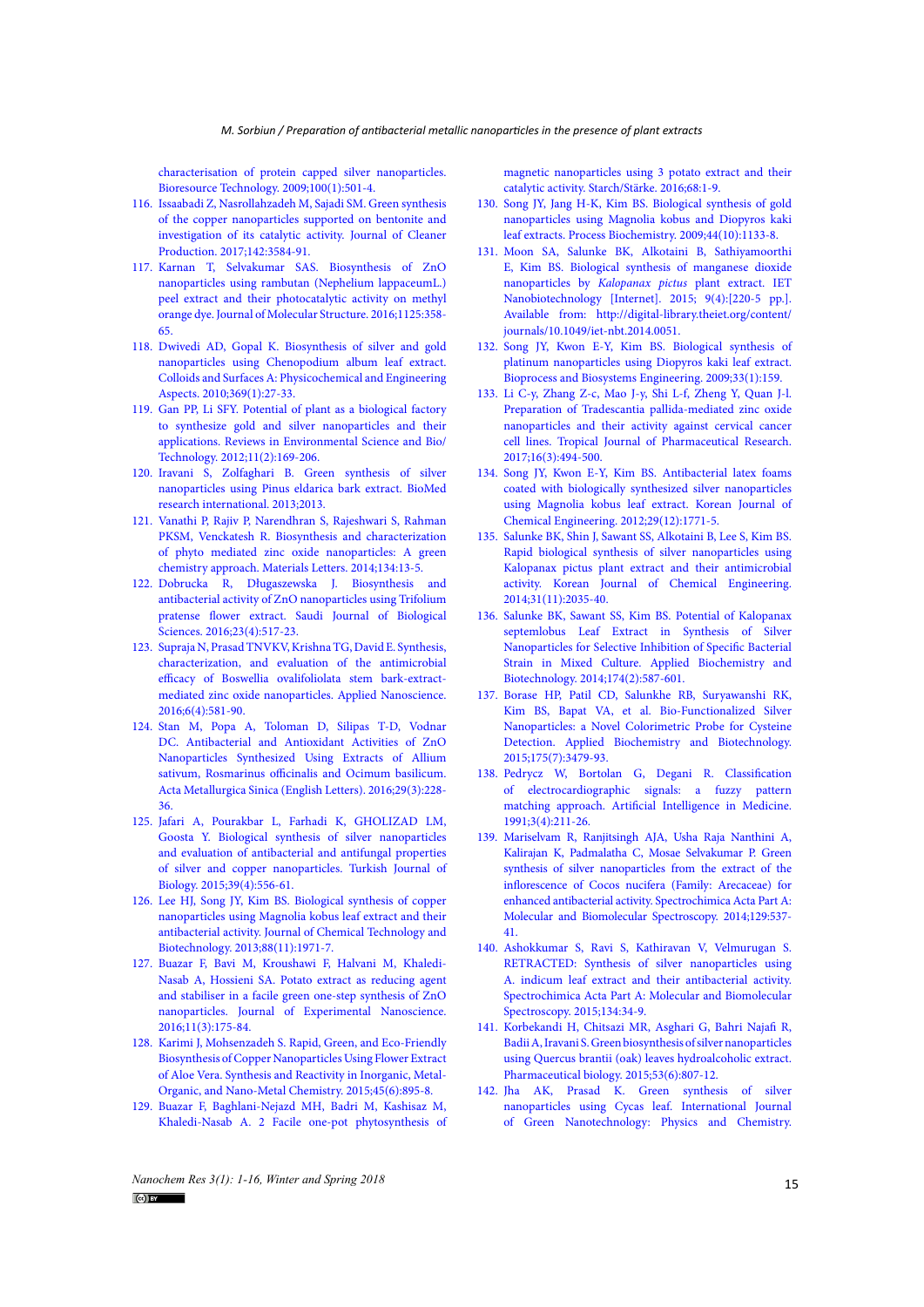characterisation of protein capped silver nanoparticles. Bioresource Technology. 2009;100(1):501-4.

116. Issaabadi Z, Nasrollahzadeh M, Sajadi SM. Green synthesis of the copper nanoparticles supported on bentonite and investigation of its catalytic activity. Journal of Cleaner Production. 2017;142:3584-91.
117. Karnan T, Selvakumar SAS. Biosynthesis of ZnO nanoparticles using rambutan (Nephelium lappaceumL.) peel extract and their photocatalytic activity on methyl orange dye. Journal of Molecular Structure. 2016;1125:358-65.
118. Dwivedi AD, Gopal K. Biosynthesis of silver and gold nanoparticles using Chenopodium album leaf extract. Colloids and Surfaces A: Physicochemical and Engineering Aspects. 2010;369(1):27-33.
119. Gan PP, Li SFY. Potential of plant as a biological factory to synthesize gold and silver nanoparticles and their applications. Reviews in Environmental Science and Bio/Technology. 2012;11(2):169-206.
120. Iravani S, Zolfaghari B. Green synthesis of silver nanoparticles using Pinus eldarica bark extract. BioMed research international. 2013;2013.
121. Vanathi P, Rajiv P, Narendhran S, Rajeshwari S, Rahman PKSM, Venckatesh R. Biosynthesis and characterization of phyto mediated zinc oxide nanoparticles: A green chemistry approach. Materials Letters. 2014;134:13-5.
122. Dobrucka R, Długaszewska J. Biosynthesis and antibacterial activity of ZnO nanoparticles using Trifolium pratense flower extract. Saudi Journal of Biological Sciences. 2016;23(4):517-23.
123. Supraja N, Prasad TNVKV, Krishna TG, David E. Synthesis, characterization, and evaluation of the antimicrobial efficacy of Boswellia ovalifoliolata stem bark-extract-mediated zinc oxide nanoparticles. Applied Nanoscience. 2016;6(4):581-90.
124. Stan M, Popa A, Toloman D, Silipas T-D, Vodnar DC. Antibacterial and Antioxidant Activities of ZnO Nanoparticles Synthesized Using Extracts of Allium sativum, Rosmarinus officinalis and Ocimum basilicum. Acta Metallurgica Sinica (English Letters). 2016;29(3):228-36.
125. Jafari A, Pourakbar L, Farhadi K, GHOLIZAD LM, Goosta Y. Biological synthesis of silver nanoparticles and evaluation of antibacterial and antifungal properties of silver and copper nanoparticles. Turkish Journal of Biology. 2015;39(4):556-61.
126. Lee HJ, Song JY, Kim BS. Biological synthesis of copper nanoparticles using Magnolia kobus leaf extract and their antibacterial activity. Journal of Chemical Technology and Biotechnology. 2013;88(11):1971-7.
127. Buazar F, Bavi M, Kroushawi F, Halvani M, Khaledi-Nasab A, Hossieni SA. Potato extract as reducing agent and stabiliser in a facile green one-step synthesis of ZnO nanoparticles. Journal of Experimental Nanoscience. 2016;11(3):175-84.
128. Karimi J, Mohsenzadeh S. Rapid, Green, and Eco-Friendly Biosynthesis of Copper Nanoparticles Using Flower Extract of Aloe Vera. Synthesis and Reactivity in Inorganic, Metal-Organic, and Nano-Metal Chemistry. 2015;45(6):895-8.
129. Buazar F, Baghlani-Nejazd MH, Badri M, Kashisaz M, Khaledi-Nasab A. 2 Facile one-pot phytosynthesis of magnetic nanoparticles using 3 potato extract and their catalytic activity. Starch/Stärke. 2016;68:1-9.
130. Song JY, Jang H-K, Kim BS. Biological synthesis of gold nanoparticles using Magnolia kobus and Diopyros kaki leaf extracts. Process Biochemistry. 2009;44(10):1133-8.
131. Moon SA, Salunke BK, Alkotaini B, Sathiyamoorthi E, Kim BS. Biological synthesis of manganese dioxide nanoparticles by *Kalopanax pictus* plant extract. IET Nanobiotechnology [Internet]. 2015; 9(4):[220-5 pp.]. Available from: http://digital-library.theiet.org/content/journals/10.1049/iet-nbt.2014.0051.
132. Song JY, Kwon E-Y, Kim BS. Biological synthesis of platinum nanoparticles using Diopyros kaki leaf extract. Bioprocess and Biosystems Engineering. 2009;33(1):159.
133. Li C-y, Zhang Z-c, Mao J-y, Shi L-f, Zheng Y, Quan J-l. Preparation of Tradescantia pallida-mediated zinc oxide nanoparticles and their activity against cervical cancer cell lines. Tropical Journal of Pharmaceutical Research. 2017;16(3):494-500.
134. Song JY, Kwon E-Y, Kim BS. Antibacterial latex foams coated with biologically synthesized silver nanoparticles using Magnolia kobus leaf extract. Korean Journal of Chemical Engineering. 2012;29(12):1771-5.
135. Salunke BK, Shin J, Sawant SS, Alkotaini B, Lee S, Kim BS. Rapid biological synthesis of silver nanoparticles using Kalopanax pictus plant extract and their antimicrobial activity. Korean Journal of Chemical Engineering. 2014;31(11):2035-40.
136. Salunke BK, Sawant SS, Kim BS. Potential of Kalopanax septemlobus Leaf Extract in Synthesis of Silver Nanoparticles for Selective Inhibition of Specific Bacterial Strain in Mixed Culture. Applied Biochemistry and Biotechnology. 2014;174(2):587-601.
137. Borase HP, Patil CD, Salunkhe RB, Suryawanshi RK, Kim BS, Bapat VA, et al. Bio-Functionalized Silver Nanoparticles: a Novel Colorimetric Probe for Cysteine Detection. Applied Biochemistry and Biotechnology. 2015;175(7):3479-93.
138. Pedrycz W, Bortolan G, Degani R. Classification of electrocardiographic signals: a fuzzy pattern matching approach. Artificial Intelligence in Medicine. 1991;3(4):211-26.
139. Mariselvam R, Ranjitsingh AJA, Usha Raja Nanthini A, Kalirajan K, Padmalatha C, Mosae Selvakumar P. Green synthesis of silver nanoparticles from the extract of the inflorescence of Cocos nucifera (Family: Arecaceae) for enhanced antibacterial activity. Spectrochimica Acta Part A: Molecular and Biomolecular Spectroscopy. 2014;129:537-41.
140. Ashokkumar S, Ravi S, Kathiravan V, Velmurugan S. RETRACTED: Synthesis of silver nanoparticles using A. indicum leaf extract and their antibacterial activity. Spectrochimica Acta Part A: Molecular and Biomolecular Spectroscopy. 2015;134:34-9.
141. Korbekandi H, Chitsazi MR, Asghari G, Bahri Najafi R, Badii A, Iravani S. Green biosynthesis of silver nanoparticles using Quercus brantii (oak) leaves hydroalcoholic extract. Pharmaceutical biology. 2015;53(6):807-12.
142. Jha AK, Prasad K. Green synthesis of silver nanoparticles using Cycas leaf. International Journal of Green Nanotechnology: Physics and Chemistry.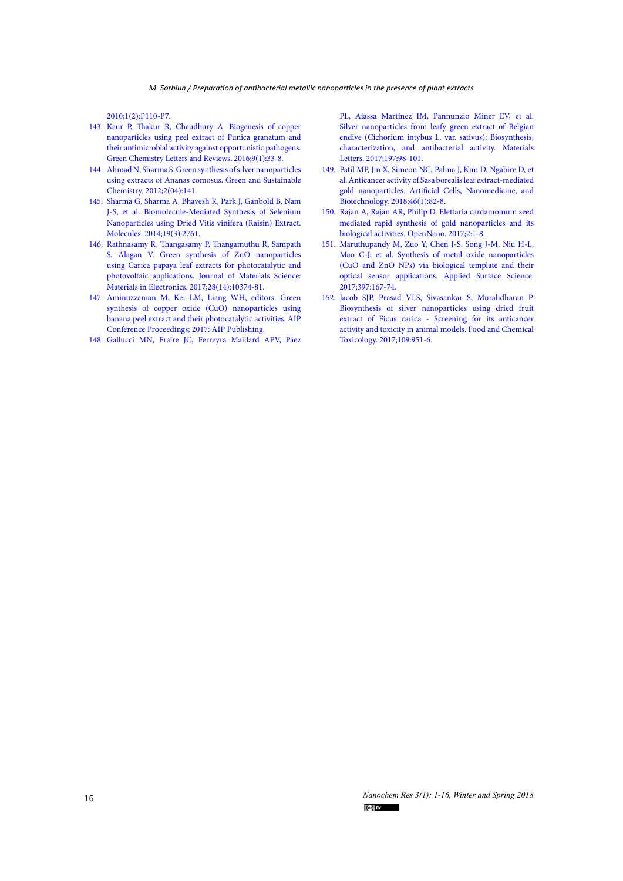2010;1(2):P110-P7.

143. Kaur P, Thakur R, Chaudhury A. Biogenesis of copper nanoparticles using peel extract of Punica granatum and their antimicrobial activity against opportunistic pathogens. Green Chemistry Letters and Reviews. 2016;9(1):33-8.
144. Ahmad N, Sharma S. Green synthesis of silver nanoparticles using extracts of Ananas comosus. Green and Sustainable Chemistry. 2012;2(04):141.
145. Sharma G, Sharma A, Bhavesh R, Park J, Ganbold B, Nam J-S, et al. Biomolecule-Mediated Synthesis of Selenium Nanoparticles using Dried Vitis vinifera (Raisin) Extract. Molecules. 2014;19(3):2761.
146. Rathnasamy R, Thangasamy P, Thangamuthu R, Sampath S, Alagan V. Green synthesis of ZnO nanoparticles using Carica papaya leaf extracts for photocatalytic and photovoltaic applications. Journal of Materials Science: Materials in Electronics. 2017;28(14):10374-81.
147. Aminuzzaman M, Kei LM, Liang WH, editors. Green synthesis of copper oxide (CuO) nanoparticles using banana peel extract and their photocatalytic activities. AIP Conference Proceedings; 2017: AIP Publishing.
148. Gallucci MN, Fraire JC, Ferreyra Maillard APV, Páez PL, Aiassa Martínez IM, Pannunzio Miner EV, et al. Silver nanoparticles from leafy green extract of Belgian endive (Cichorium intybus L. var. sativus): Biosynthesis, characterization, and antibacterial activity. Materials Letters. 2017;197:98-101.
149. Patil MP, Jin X, Simeon NC, Palma J, Kim D, Ngabire D, et al. Anticancer activity of Sasa borealis leaf extract-mediated gold nanoparticles. Artificial Cells, Nanomedicine, and Biotechnology. 2018;46(1):82-8.
150. Rajan A, Rajan AR, Philip D. Elettaria cardamomum seed mediated rapid synthesis of gold nanoparticles and its biological activities. OpenNano. 2017;2:1-8.
151. Maruthupandy M, Zuo Y, Chen J-S, Song J-M, Niu H-L, Mao C-J, et al. Synthesis of metal oxide nanoparticles (CuO and ZnO NPs) via biological template and their optical sensor applications. Applied Surface Science. 2017;397:167-74.
152. Jacob SJP, Prasad VLS, Sivasankar S, Muralidharan P. Biosynthesis of silver nanoparticles using dried fruit extract of Ficus carica - Screening for its anticancer activity and toxicity in animal models. Food and Chemical Toxicology. 2017;109:951-6.